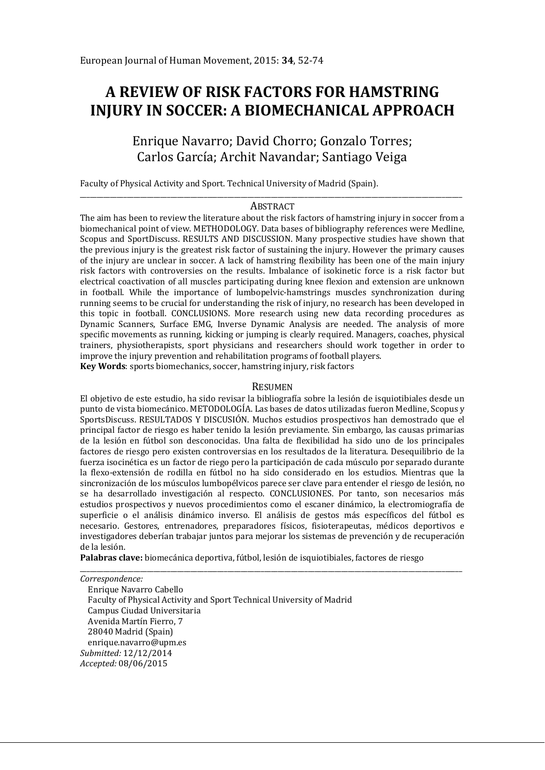European Journal of Human Movement, 2015: **34**, 52-74

# A REVIEW OF RISK FACTORS FOR HAMSTRING INJURY IN SOCCER: A BIOMECHANICAL APPROACH

Enrique Navarro; David Chorro; Gonzalo Torres; Carlos García; Archit Navandar; Santiago Veiga

Faculty of Physical Activity and Sport. Technical University of Madrid (Spain).

## ABSTRACT

The aim has been to review the literature about the risk factors of hamstring injury in soccer from a biomechanical point of view. METHODOLOGY. Data bases of bibliography references were Medline, Scopus and SportDiscuss. RESULTS AND DISCUSSION. Many prospective studies have shown that the previous injury is the greatest risk factor of sustaining the injury. However the primary causes of the injury are unclear in soccer. A lack of hamstring flexibility has been one of the main injury risk factors with controversies on the results. Imbalance of isokinetic force is a risk factor but electrical coactivation of all muscles participating during knee flexion and extension are unknown in football. While the importance of lumbopelvic-hamstrings muscles synchronization during running seems to be crucial for understanding the risk of injury, no research has been developed in this topic in football. CONCLUSIONS. More research using new data recording procedures as Dynamic Scanners, Surface EMG, Inverse Dynamic Analysis are needed. The analysis of more specific movements as running, kicking or jumping is clearly required. Managers, coaches, physical trainers, physiotherapists, sport physicians and researchers should work together in order to improve the injury prevention and rehabilitation programs of football players.

**Key Words**: sports biomechanics, soccer, hamstring injury, risk factors

## RESUMEN

El objetivo de este estudio, ha sido revisar la bibliografía sobre la lesión de isquiotibiales desde un punto de vista biomecánico. METODOLOGÍA. Las bases de datos utilizadas fueron Medline, Scopus y SportsDiscuss. RESULTADOS Y DISCUSIÓN. Muchos estudios prospectivos han demostrado que el principal factor de riesgo es haber tenido la lesión previamente. Sin embargo, las causas primarias de la lesión en fútbol son desconocidas. Una falta de flexibilidad ha sido uno de los principales factores de riesgo pero existen controversias en los resultados de la literatura. Desequilibrio de la fuerza isocinética es un factor de riego pero la participación de cada músculo por separado durante la flexo-extensión de rodilla en fútbol no ha sido considerado en los estudios. Mientras que la sincronización de los músculos lumbopélvicos parece ser clave para entender el riesgo de lesión, no se ha desarrollado investigación al respecto. CONCLUSIONES. Por tanto, son necesarios más estudios prospectivos y nuevos procedimientos como el escaner dinámico, la electromiografía de superficie o el análisis dinámico inverso. El análisis de gestos más específicos del fútbol es necesario. Gestores, entrenadores, preparadores físicos, fisioterapeutas, médicos deportivos e investigadores deberían trabajar juntos para mejorar los sistemas de prevención y de recuperación de la lesión.

**Palabras clave:** biomecánica deportiva, fútbol, lesión de isquiotibiales, factores de riesgo

*Correspondence:*
Enrique Navarro Cabello
Faculty of Physical Activity and Sport Technical University of Madrid
Campus Ciudad Universitaria
Avenida Martín Fierro, 7
28040 Madrid (Spain)
enrique.navarro@upm.es
*Submitted:* 12/12/2014
*Accepted:* 08/06/2015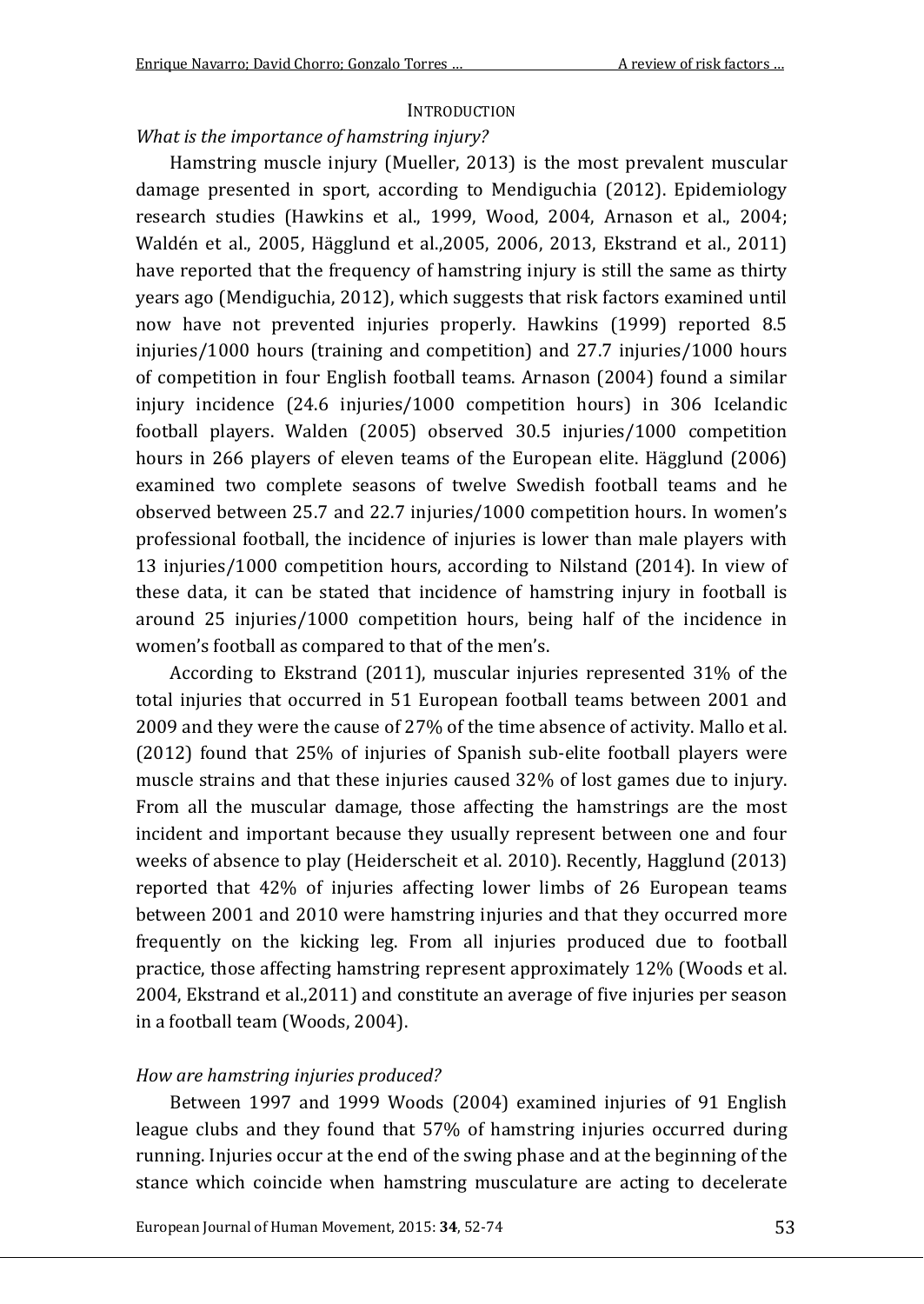## INTRODUCTION

### *What is the importance of hamstring injury?*

Hamstring muscle injury (Mueller, 2013) is the most prevalent muscular damage presented in sport, according to Mendiguchia (2012). Epidemiology research studies (Hawkins et al., 1999, Wood, 2004, Arnason et al., 2004; Waldén et al., 2005, Hägglund et al.,2005, 2006, 2013, Ekstrand et al., 2011) have reported that the frequency of hamstring injury is still the same as thirty years ago (Mendiguchia, 2012), which suggests that risk factors examined until now have not prevented injuries properly. Hawkins (1999) reported 8.5 injuries/1000 hours (training and competition) and 27.7 injuries/1000 hours of competition in four English football teams. Arnason (2004) found a similar injury incidence (24.6 injuries/1000 competition hours) in 306 Icelandic football players. Walden (2005) observed 30.5 injuries/1000 competition hours in 266 players of eleven teams of the European elite. Hägglund (2006) examined two complete seasons of twelve Swedish football teams and he observed between 25.7 and 22.7 injuries/1000 competition hours. In women's professional football, the incidence of injuries is lower than male players with 13 injuries/1000 competition hours, according to Nilstand (2014). In view of these data, it can be stated that incidence of hamstring injury in football is around 25 injuries/1000 competition hours, being half of the incidence in women's football as compared to that of the men's.

According to Ekstrand (2011), muscular injuries represented 31% of the total injuries that occurred in 51 European football teams between 2001 and 2009 and they were the cause of 27% of the time absence of activity. Mallo et al. (2012) found that 25% of injuries of Spanish sub-elite football players were muscle strains and that these injuries caused 32% of lost games due to injury. From all the muscular damage, those affecting the hamstrings are the most incident and important because they usually represent between one and four weeks of absence to play (Heiderscheit et al. 2010). Recently, Hagglund (2013) reported that 42% of injuries affecting lower limbs of 26 European teams between 2001 and 2010 were hamstring injuries and that they occurred more frequently on the kicking leg. From all injuries produced due to football practice, those affecting hamstring represent approximately 12% (Woods et al. 2004, Ekstrand et al.,2011) and constitute an average of five injuries per season in a football team (Woods, 2004).

### *How are hamstring injuries produced?*

Between 1997 and 1999 Woods (2004) examined injuries of 91 English league clubs and they found that 57% of hamstring injuries occurred during running. Injuries occur at the end of the swing phase and at the beginning of the stance which coincide when hamstring musculature are acting to decelerate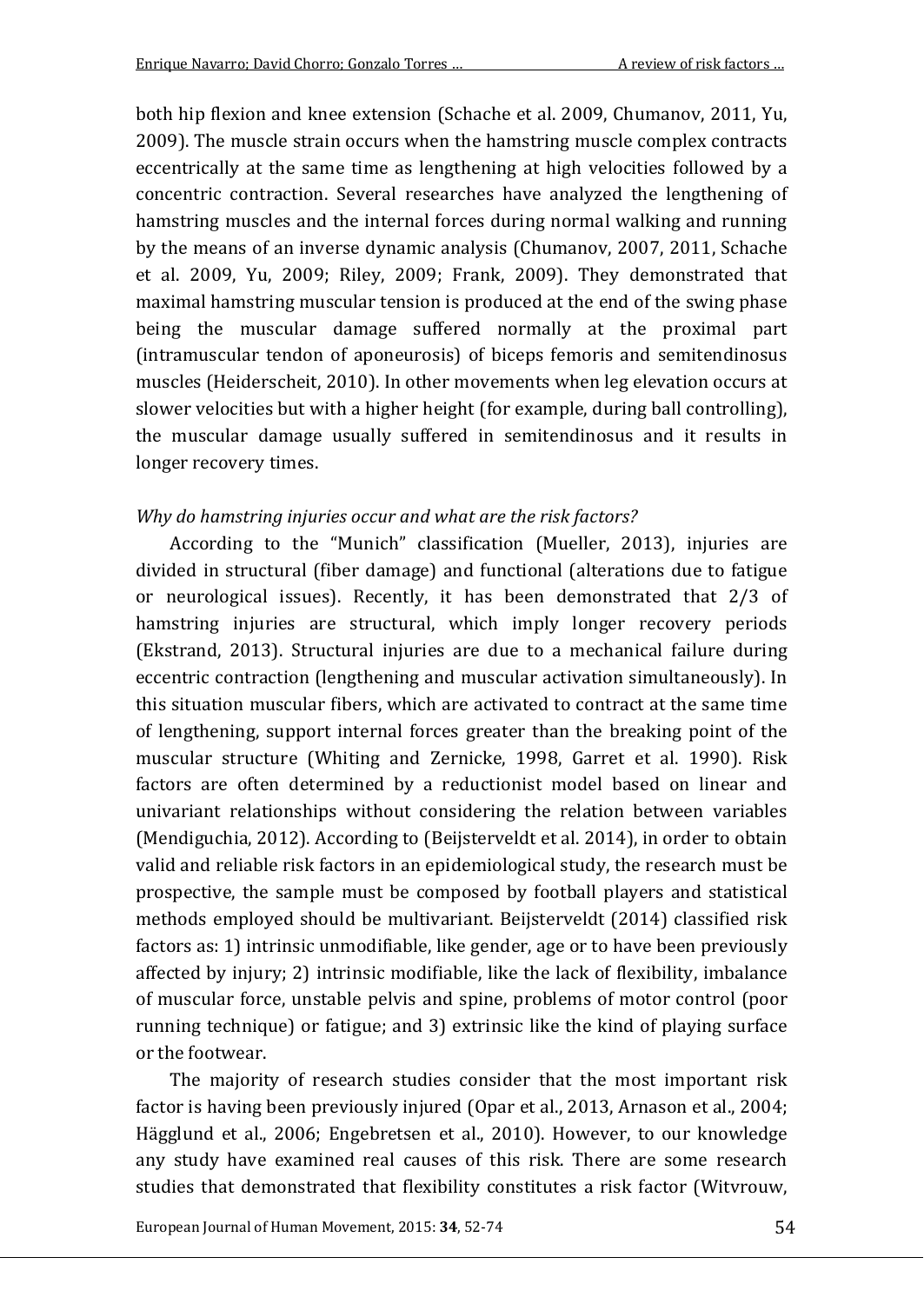both hip flexion and knee extension (Schache et al. 2009, Chumanov, 2011, Yu, 2009). The muscle strain occurs when the hamstring muscle complex contracts eccentrically at the same time as lengthening at high velocities followed by a concentric contraction. Several researches have analyzed the lengthening of hamstring muscles and the internal forces during normal walking and running by the means of an inverse dynamic analysis (Chumanov, 2007, 2011, Schache et al. 2009, Yu, 2009; Riley, 2009; Frank, 2009). They demonstrated that maximal hamstring muscular tension is produced at the end of the swing phase being the muscular damage suffered normally at the proximal part (intramuscular tendon of aponeurosis) of biceps femoris and semitendinosus muscles (Heiderscheit, 2010). In other movements when leg elevation occurs at slower velocities but with a higher height (for example, during ball controlling), the muscular damage usually suffered in semitendinosus and it results in longer recovery times.

*Why do hamstring injuries occur and what are the risk factors?*

According to the "Munich" classification (Mueller, 2013), injuries are divided in structural (fiber damage) and functional (alterations due to fatigue or neurological issues). Recently, it has been demonstrated that 2/3 of hamstring injuries are structural, which imply longer recovery periods (Ekstrand, 2013). Structural injuries are due to a mechanical failure during eccentric contraction (lengthening and muscular activation simultaneously). In this situation muscular fibers, which are activated to contract at the same time of lengthening, support internal forces greater than the breaking point of the muscular structure (Whiting and Zernicke, 1998, Garret et al. 1990). Risk factors are often determined by a reductionist model based on linear and univariant relationships without considering the relation between variables (Mendiguchia, 2012). According to (Beijsterveldt et al. 2014), in order to obtain valid and reliable risk factors in an epidemiological study, the research must be prospective, the sample must be composed by football players and statistical methods employed should be multivariant. Beijsterveldt (2014) classified risk factors as: 1) intrinsic unmodifiable, like gender, age or to have been previously affected by injury; 2) intrinsic modifiable, like the lack of flexibility, imbalance of muscular force, unstable pelvis and spine, problems of motor control (poor running technique) or fatigue; and 3) extrinsic like the kind of playing surface or the footwear.

The majority of research studies consider that the most important risk factor is having been previously injured (Opar et al., 2013, Arnason et al., 2004; Hägglund et al., 2006; Engebretsen et al., 2010). However, to our knowledge any study have examined real causes of this risk. There are some research studies that demonstrated that flexibility constitutes a risk factor (Witvrouw,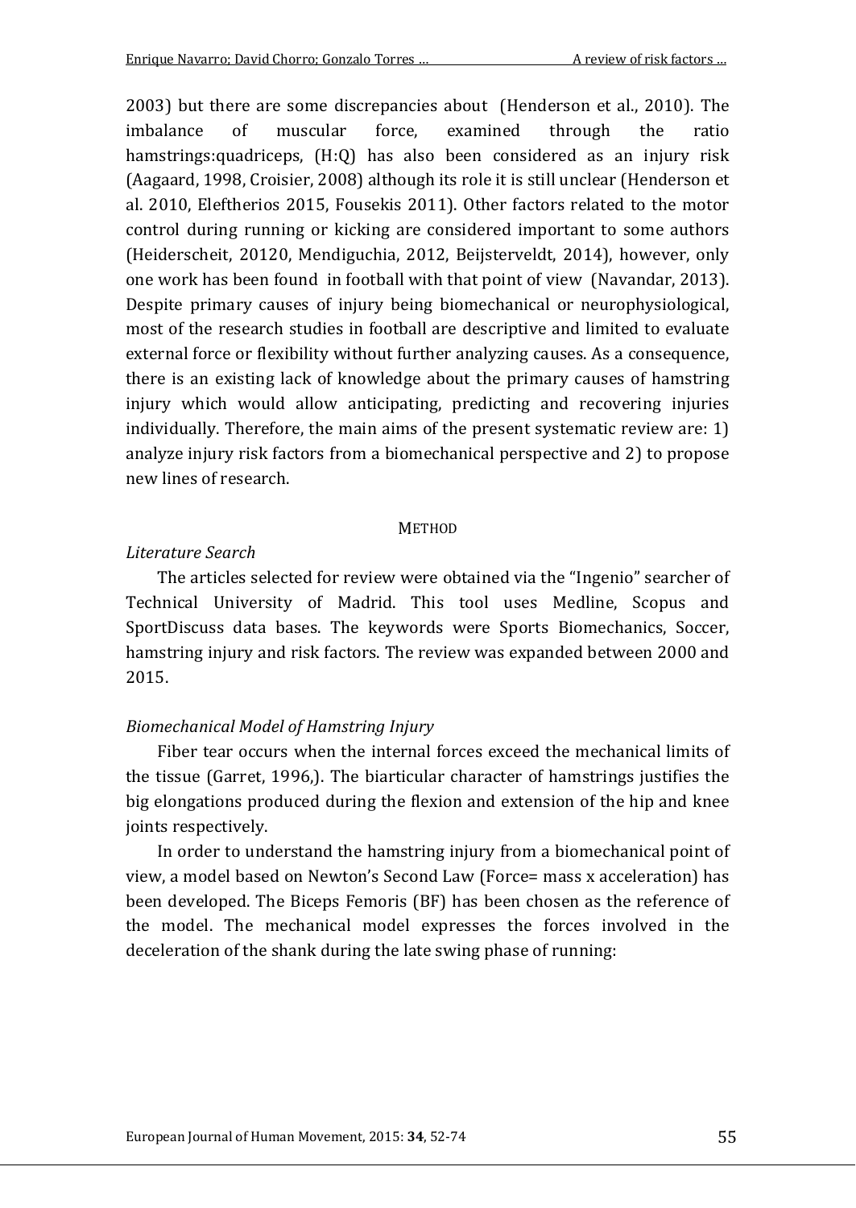2003) but there are some discrepancies about (Henderson et al., 2010). The imbalance of muscular force, examined through the ratio hamstrings:quadriceps, (H:Q) has also been considered as an injury risk (Aagaard, 1998, Croisier, 2008) although its role it is still unclear (Henderson et al. 2010, Eleftherios 2015, Fousekis 2011). Other factors related to the motor control during running or kicking are considered important to some authors (Heiderscheit, 20120, Mendiguchia, 2012, Beijsterveldt, 2014), however, only one work has been found in football with that point of view (Navandar, 2013). Despite primary causes of injury being biomechanical or neurophysiological, most of the research studies in football are descriptive and limited to evaluate external force or flexibility without further analyzing causes. As a consequence, there is an existing lack of knowledge about the primary causes of hamstring injury which would allow anticipating, predicting and recovering injuries individually. Therefore, the main aims of the present systematic review are: 1) analyze injury risk factors from a biomechanical perspective and 2) to propose new lines of research.

## METHOD

### *Literature Search*

The articles selected for review were obtained via the "Ingenio" searcher of Technical University of Madrid. This tool uses Medline, Scopus and SportDiscuss data bases. The keywords were Sports Biomechanics, Soccer, hamstring injury and risk factors. The review was expanded between 2000 and 2015.

### *Biomechanical Model of Hamstring Injury*

Fiber tear occurs when the internal forces exceed the mechanical limits of the tissue (Garret, 1996,). The biarticular character of hamstrings justifies the big elongations produced during the flexion and extension of the hip and knee joints respectively.

In order to understand the hamstring injury from a biomechanical point of view, a model based on Newton's Second Law (Force= mass x acceleration) has been developed. The Biceps Femoris (BF) has been chosen as the reference of the model. The mechanical model expresses the forces involved in the deceleration of the shank during the late swing phase of running: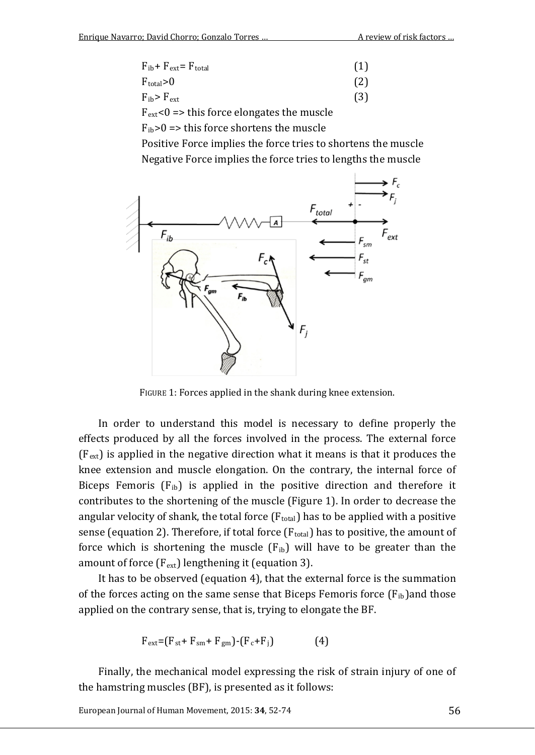$$F_{ib} + F_{ext} = F_{total} \quad (1)$$

$$F_{total} > 0 \quad (2)$$

$$F_{ib} > F_{ext} \quad (3)$$

$F_{ext} < 0$ => this force elongates the muscle

$F_{ib} > 0$ => this force shortens the muscle

Positive Force implies the force tries to shortens the muscle

Negative Force implies the force tries to lengths the muscle

FIGURE 1: Forces applied in the shank during knee extension.

In order to understand this model is necessary to define properly the effects produced by all the forces involved in the process. The external force ($F_{ext}$) is applied in the negative direction what it means is that it produces the knee extension and muscle elongation. On the contrary, the internal force of Biceps Femoris ($F_{ib}$) is applied in the positive direction and therefore it contributes to the shortening of the muscle (Figure 1). In order to decrease the angular velocity of shank, the total force ($F_{total}$) has to be applied with a positive sense (equation 2). Therefore, if total force ($F_{total}$) has to positive, the amount of force which is shortening the muscle ($F_{ib}$) will have to be greater than the amount of force ($F_{ext}$) lengthening it (equation 3).

It has to be observed (equation 4), that the external force is the summation of the forces acting on the same sense that Biceps Femoris force ($F_{ib}$)and those applied on the contrary sense, that is, trying to elongate the BF.

$$F_{ext} = (F_{st} + F_{sm} + F_{gm}) - (F_c + F_j) \quad (4)$$

Finally, the mechanical model expressing the risk of strain injury of one of the hamstring muscles (BF), is presented as it follows: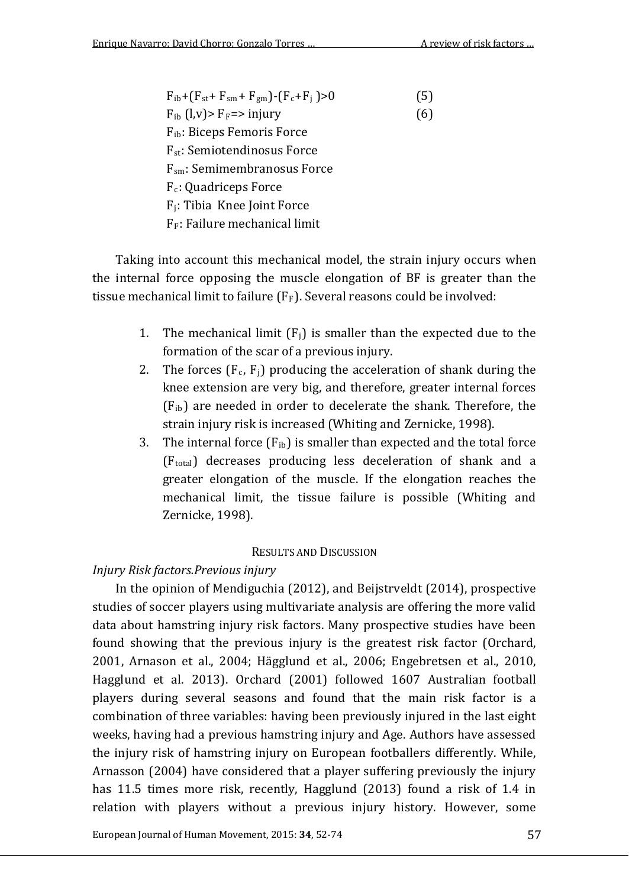$$F_{ib}+(F_{st}+F_{sm}+F_{gm})-(F_c+F_j)>0 \qquad (5)$$

$$F_{ib}(l,v)>F_F \Rightarrow \text{injury} \qquad (6)$$

$F_{ib}$: Biceps Femoris Force
$F_{st}$: Semiotendinosus Force
$F_{sm}$: Semimembranosus Force
$F_c$: Quadriceps Force
$F_j$: Tibia Knee Joint Force
$F_F$: Failure mechanical limit

Taking into account this mechanical model, the strain injury occurs when the internal force opposing the muscle elongation of BF is greater than the tissue mechanical limit to failure ($F_F$). Several reasons could be involved:

1. The mechanical limit ($F_j$) is smaller than the expected due to the formation of the scar of a previous injury.
2. The forces ($F_c$, $F_j$) producing the acceleration of shank during the knee extension are very big, and therefore, greater internal forces ($F_{ib}$) are needed in order to decelerate the shank. Therefore, the strain injury risk is increased (Whiting and Zernicke, 1998).
3. The internal force ($F_{ib}$) is smaller than expected and the total force ($F_{total}$) decreases producing less deceleration of shank and a greater elongation of the muscle. If the elongation reaches the mechanical limit, the tissue failure is possible (Whiting and Zernicke, 1998).

## Results and Discussion

*Injury Risk factors.Previous injury*

In the opinion of Mendiguchia (2012), and Beijstrveldt (2014), prospective studies of soccer players using multivariate analysis are offering the more valid data about hamstring injury risk factors. Many prospective studies have been found showing that the previous injury is the greatest risk factor (Orchard, 2001, Arnason et al., 2004; Hägglund et al., 2006; Engebretsen et al., 2010, Hagglund et al. 2013). Orchard (2001) followed 1607 Australian football players during several seasons and found that the main risk factor is a combination of three variables: having been previously injured in the last eight weeks, having had a previous hamstring injury and Age. Authors have assessed the injury risk of hamstring injury on European footballers differently. While, Arnasson (2004) have considered that a player suffering previously the injury has 11.5 times more risk, recently, Hagglund (2013) found a risk of 1.4 in relation with players without a previous injury history. However, some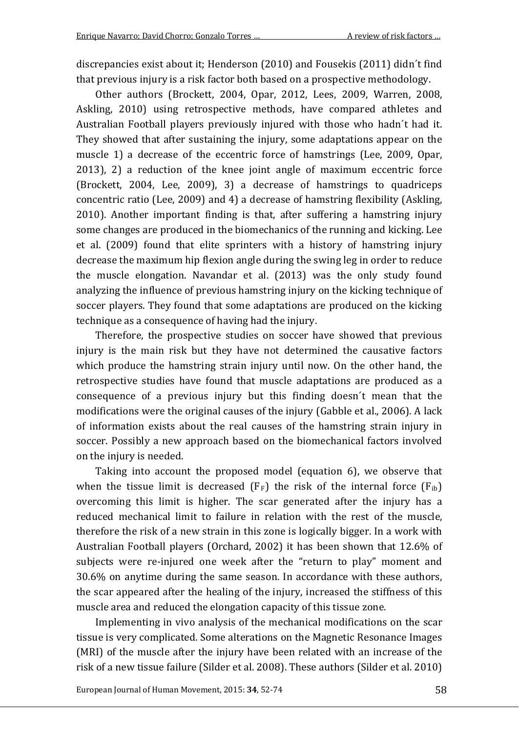discrepancies exist about it; Henderson (2010) and Fousekis (2011) didn´t find that previous injury is a risk factor both based on a prospective methodology.

Other authors (Brockett, 2004, Opar, 2012, Lees, 2009, Warren, 2008, Askling, 2010) using retrospective methods, have compared athletes and Australian Football players previously injured with those who hadn´t had it. They showed that after sustaining the injury, some adaptations appear on the muscle 1) a decrease of the eccentric force of hamstrings (Lee, 2009, Opar, 2013), 2) a reduction of the knee joint angle of maximum eccentric force (Brockett, 2004, Lee, 2009), 3) a decrease of hamstrings to quadriceps concentric ratio (Lee, 2009) and 4) a decrease of hamstring flexibility (Askling, 2010). Another important finding is that, after suffering a hamstring injury some changes are produced in the biomechanics of the running and kicking. Lee et al. (2009) found that elite sprinters with a history of hamstring injury decrease the maximum hip flexion angle during the swing leg in order to reduce the muscle elongation. Navandar et al. (2013) was the only study found analyzing the influence of previous hamstring injury on the kicking technique of soccer players. They found that some adaptations are produced on the kicking technique as a consequence of having had the injury.

Therefore, the prospective studies on soccer have showed that previous injury is the main risk but they have not determined the causative factors which produce the hamstring strain injury until now. On the other hand, the retrospective studies have found that muscle adaptations are produced as a consequence of a previous injury but this finding doesn´t mean that the modifications were the original causes of the injury (Gabble et al., 2006). A lack of information exists about the real causes of the hamstring strain injury in soccer. Possibly a new approach based on the biomechanical factors involved on the injury is needed.

Taking into account the proposed model (equation 6), we observe that when the tissue limit is decreased ($F_F$) the risk of the internal force ($F_{ib}$) overcoming this limit is higher. The scar generated after the injury has a reduced mechanical limit to failure in relation with the rest of the muscle, therefore the risk of a new strain in this zone is logically bigger. In a work with Australian Football players (Orchard, 2002) it has been shown that 12.6% of subjects were re-injured one week after the "return to play" moment and 30.6% on anytime during the same season. In accordance with these authors, the scar appeared after the healing of the injury, increased the stiffness of this muscle area and reduced the elongation capacity of this tissue zone.

Implementing in vivo analysis of the mechanical modifications on the scar tissue is very complicated. Some alterations on the Magnetic Resonance Images (MRI) of the muscle after the injury have been related with an increase of the risk of a new tissue failure (Silder et al. 2008). These authors (Silder et al. 2010)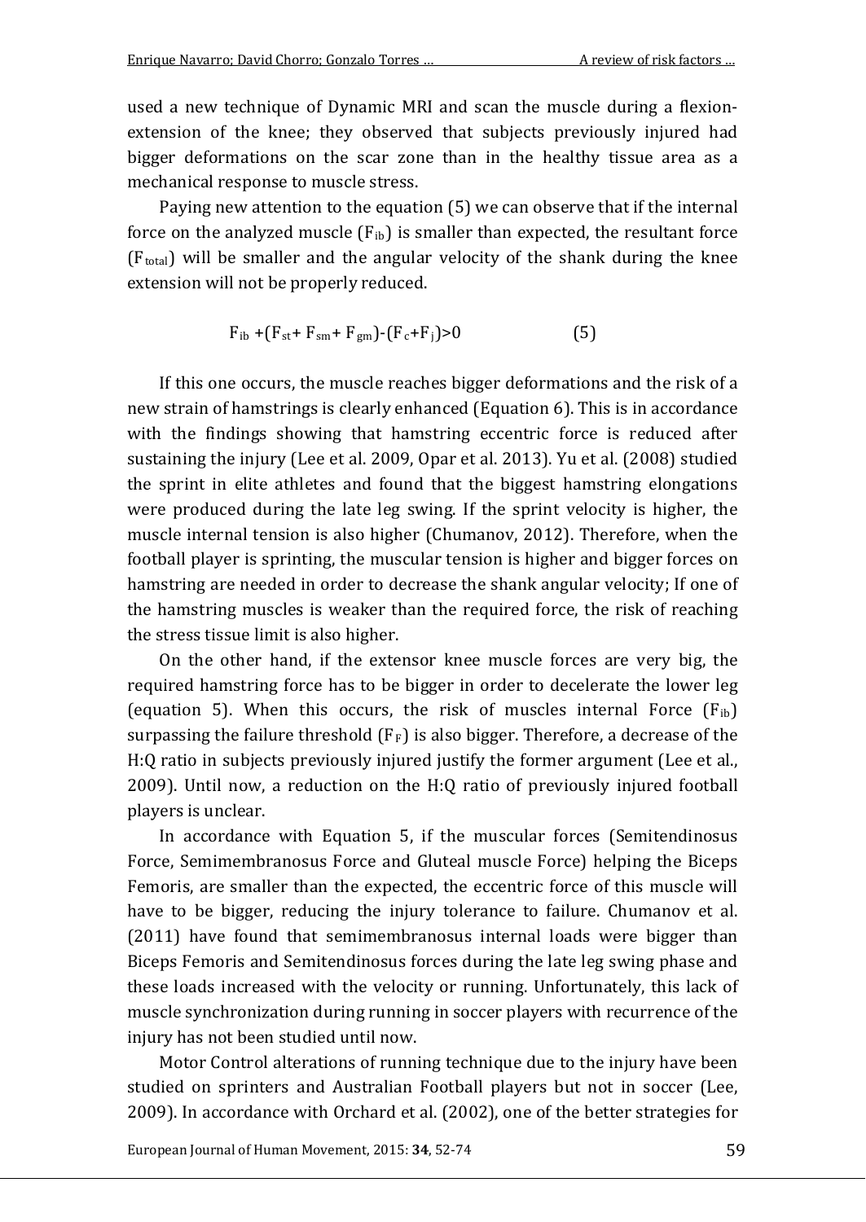used a new technique of Dynamic MRI and scan the muscle during a flexion-extension of the knee; they observed that subjects previously injured had bigger deformations on the scar zone than in the healthy tissue area as a mechanical response to muscle stress.

Paying new attention to the equation (5) we can observe that if the internal force on the analyzed muscle ($F_{ib}$) is smaller than expected, the resultant force ($F_{total}$) will be smaller and the angular velocity of the shank during the knee extension will not be properly reduced.

$$F_{ib} + (F_{st} + F_{sm} + F_{gm}) - (F_c + F_j) > 0 \qquad (5)$$

If this one occurs, the muscle reaches bigger deformations and the risk of a new strain of hamstrings is clearly enhanced (Equation 6). This is in accordance with the findings showing that hamstring eccentric force is reduced after sustaining the injury (Lee et al. 2009, Opar et al. 2013). Yu et al. (2008) studied the sprint in elite athletes and found that the biggest hamstring elongations were produced during the late leg swing. If the sprint velocity is higher, the muscle internal tension is also higher (Chumanov, 2012). Therefore, when the football player is sprinting, the muscular tension is higher and bigger forces on hamstring are needed in order to decrease the shank angular velocity; If one of the hamstring muscles is weaker than the required force, the risk of reaching the stress tissue limit is also higher.

On the other hand, if the extensor knee muscle forces are very big, the required hamstring force has to be bigger in order to decelerate the lower leg (equation 5). When this occurs, the risk of muscles internal Force ($F_{ib}$) surpassing the failure threshold ($F_F$) is also bigger. Therefore, a decrease of the H:Q ratio in subjects previously injured justify the former argument (Lee et al., 2009). Until now, a reduction on the H:Q ratio of previously injured football players is unclear.

In accordance with Equation 5, if the muscular forces (Semitendinosus Force, Semimembranosus Force and Gluteal muscle Force) helping the Biceps Femoris, are smaller than the expected, the eccentric force of this muscle will have to be bigger, reducing the injury tolerance to failure. Chumanov et al. (2011) have found that semimembranosus internal loads were bigger than Biceps Femoris and Semitendinosus forces during the late leg swing phase and these loads increased with the velocity or running. Unfortunately, this lack of muscle synchronization during running in soccer players with recurrence of the injury has not been studied until now.

Motor Control alterations of running technique due to the injury have been studied on sprinters and Australian Football players but not in soccer (Lee, 2009). In accordance with Orchard et al. (2002), one of the better strategies for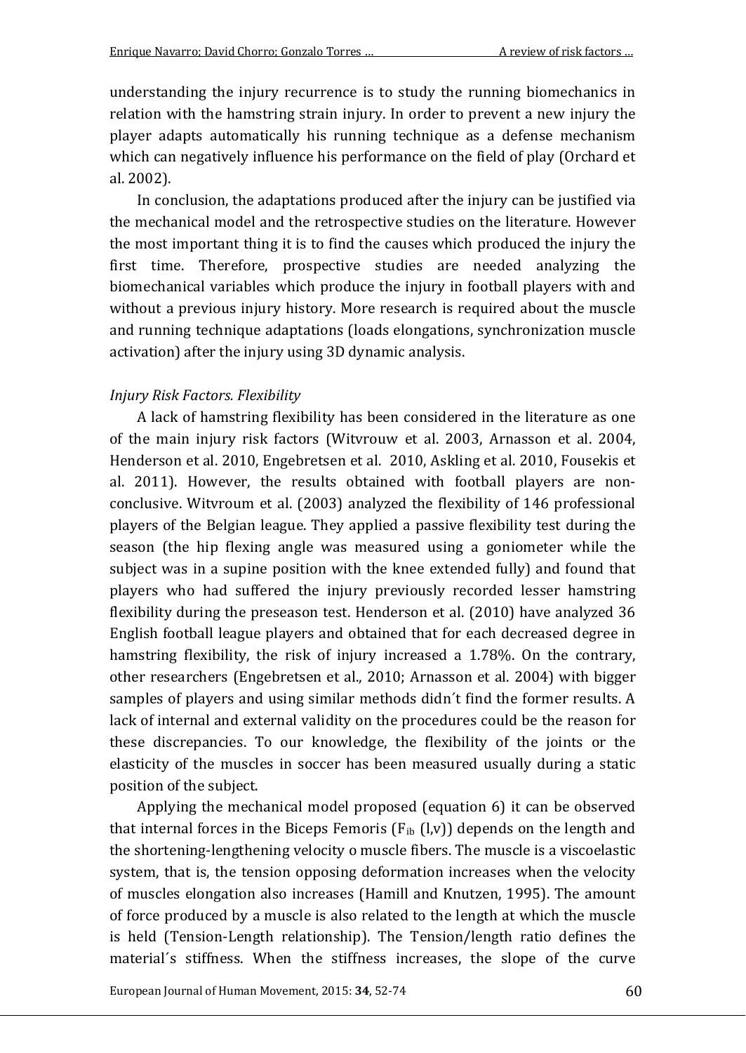understanding the injury recurrence is to study the running biomechanics in relation with the hamstring strain injury. In order to prevent a new injury the player adapts automatically his running technique as a defense mechanism which can negatively influence his performance on the field of play (Orchard et al. 2002).

In conclusion, the adaptations produced after the injury can be justified via the mechanical model and the retrospective studies on the literature. However the most important thing it is to find the causes which produced the injury the first time. Therefore, prospective studies are needed analyzing the biomechanical variables which produce the injury in football players with and without a previous injury history. More research is required about the muscle and running technique adaptations (loads elongations, synchronization muscle activation) after the injury using 3D dynamic analysis.

*Injury Risk Factors. Flexibility*

A lack of hamstring flexibility has been considered in the literature as one of the main injury risk factors (Witvrouw et al. 2003, Arnasson et al. 2004, Henderson et al. 2010, Engebretsen et al. 2010, Askling et al. 2010, Fousekis et al. 2011). However, the results obtained with football players are non-conclusive. Witvroum et al. (2003) analyzed the flexibility of 146 professional players of the Belgian league. They applied a passive flexibility test during the season (the hip flexing angle was measured using a goniometer while the subject was in a supine position with the knee extended fully) and found that players who had suffered the injury previously recorded lesser hamstring flexibility during the preseason test. Henderson et al. (2010) have analyzed 36 English football league players and obtained that for each decreased degree in hamstring flexibility, the risk of injury increased a 1.78%. On the contrary, other researchers (Engebretsen et al., 2010; Arnasson et al. 2004) with bigger samples of players and using similar methods didn´t find the former results. A lack of internal and external validity on the procedures could be the reason for these discrepancies. To our knowledge, the flexibility of the joints or the elasticity of the muscles in soccer has been measured usually during a static position of the subject.

Applying the mechanical model proposed (equation 6) it can be observed that internal forces in the Biceps Femoris ($F_{ib}$ (l,v)) depends on the length and the shortening-lengthening velocity o muscle fibers. The muscle is a viscoelastic system, that is, the tension opposing deformation increases when the velocity of muscles elongation also increases (Hamill and Knutzen, 1995). The amount of force produced by a muscle is also related to the length at which the muscle is held (Tension-Length relationship). The Tension/length ratio defines the material´s stiffness. When the stiffness increases, the slope of the curve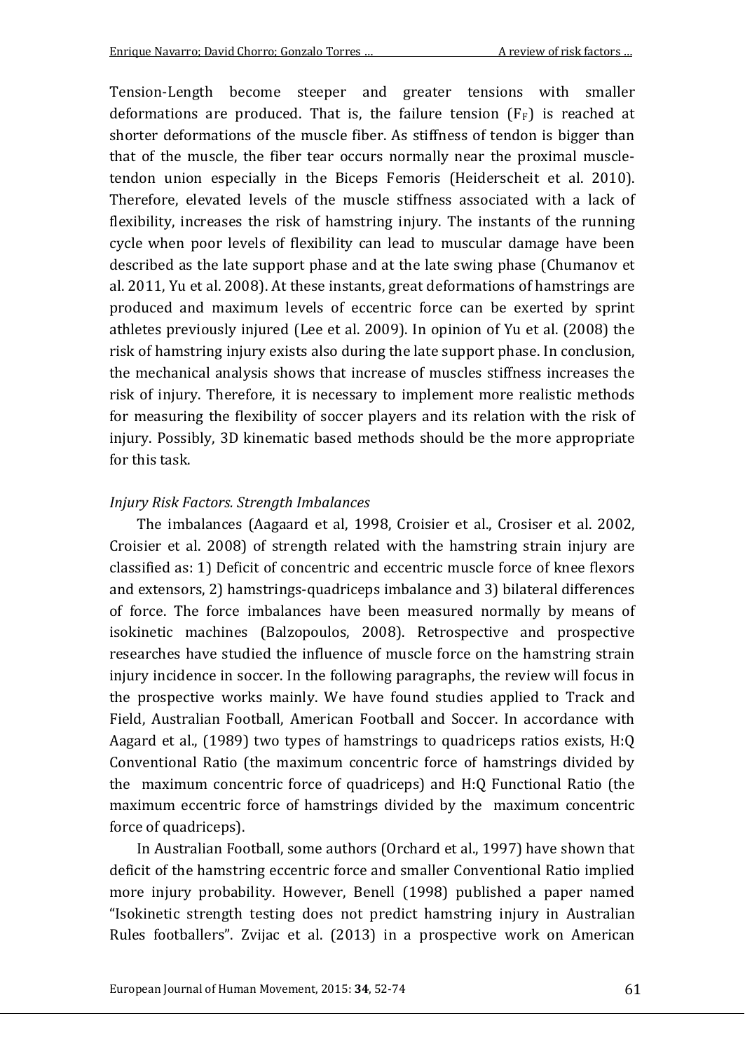Tension-Length become steeper and greater tensions with smaller deformations are produced. That is, the failure tension ($F_F$) is reached at shorter deformations of the muscle fiber. As stiffness of tendon is bigger than that of the muscle, the fiber tear occurs normally near the proximal muscle-tendon union especially in the Biceps Femoris (Heiderscheit et al. 2010). Therefore, elevated levels of the muscle stiffness associated with a lack of flexibility, increases the risk of hamstring injury. The instants of the running cycle when poor levels of flexibility can lead to muscular damage have been described as the late support phase and at the late swing phase (Chumanov et al. 2011, Yu et al. 2008). At these instants, great deformations of hamstrings are produced and maximum levels of eccentric force can be exerted by sprint athletes previously injured (Lee et al. 2009). In opinion of Yu et al. (2008) the risk of hamstring injury exists also during the late support phase. In conclusion, the mechanical analysis shows that increase of muscles stiffness increases the risk of injury. Therefore, it is necessary to implement more realistic methods for measuring the flexibility of soccer players and its relation with the risk of injury. Possibly, 3D kinematic based methods should be the more appropriate for this task.

*Injury Risk Factors. Strength Imbalances*

The imbalances (Aagaard et al, 1998, Croisier et al., Crosiser et al. 2002, Croisier et al. 2008) of strength related with the hamstring strain injury are classified as: 1) Deficit of concentric and eccentric muscle force of knee flexors and extensors, 2) hamstrings-quadriceps imbalance and 3) bilateral differences of force. The force imbalances have been measured normally by means of isokinetic machines (Balzopoulos, 2008). Retrospective and prospective researches have studied the influence of muscle force on the hamstring strain injury incidence in soccer. In the following paragraphs, the review will focus in the prospective works mainly. We have found studies applied to Track and Field, Australian Football, American Football and Soccer. In accordance with Aagard et al., (1989) two types of hamstrings to quadriceps ratios exists, H:Q Conventional Ratio (the maximum concentric force of hamstrings divided by the maximum concentric force of quadriceps) and H:Q Functional Ratio (the maximum eccentric force of hamstrings divided by the maximum concentric force of quadriceps).

In Australian Football, some authors (Orchard et al., 1997) have shown that deficit of the hamstring eccentric force and smaller Conventional Ratio implied more injury probability. However, Benell (1998) published a paper named "Isokinetic strength testing does not predict hamstring injury in Australian Rules footballers". Zvijac et al. (2013) in a prospective work on American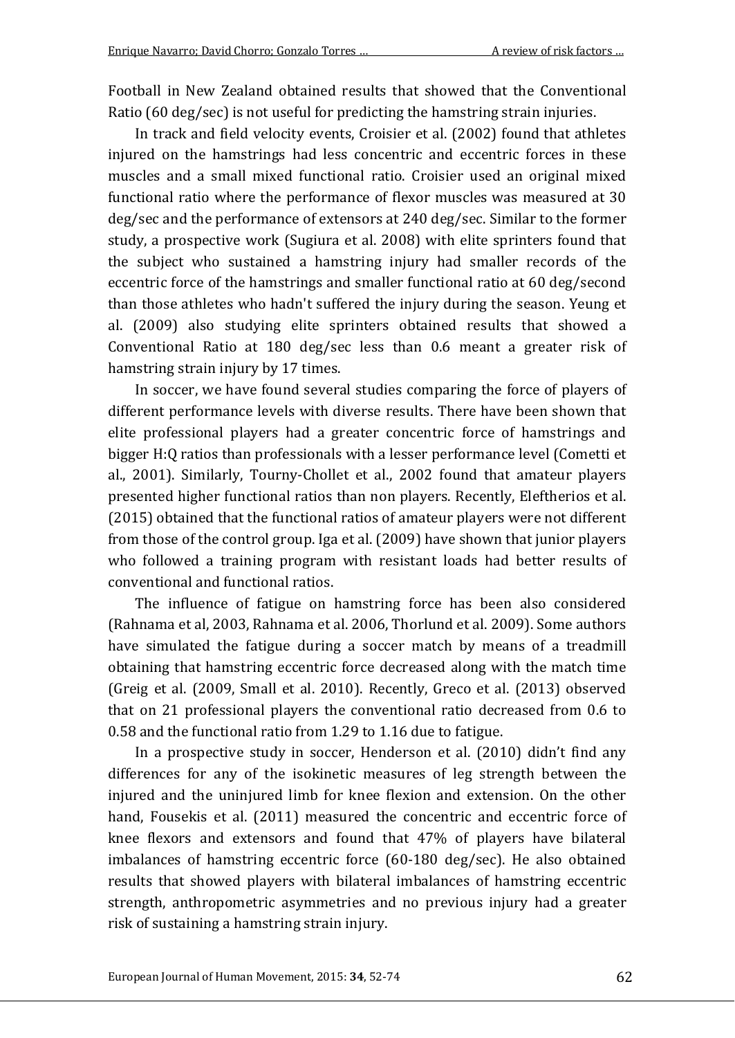Football in New Zealand obtained results that showed that the Conventional Ratio (60 deg/sec) is not useful for predicting the hamstring strain injuries.

In track and field velocity events, Croisier et al. (2002) found that athletes injured on the hamstrings had less concentric and eccentric forces in these muscles and a small mixed functional ratio. Croisier used an original mixed functional ratio where the performance of flexor muscles was measured at 30 deg/sec and the performance of extensors at 240 deg/sec. Similar to the former study, a prospective work (Sugiura et al. 2008) with elite sprinters found that the subject who sustained a hamstring injury had smaller records of the eccentric force of the hamstrings and smaller functional ratio at 60 deg/second than those athletes who hadn't suffered the injury during the season. Yeung et al. (2009) also studying elite sprinters obtained results that showed a Conventional Ratio at 180 deg/sec less than 0.6 meant a greater risk of hamstring strain injury by 17 times.

In soccer, we have found several studies comparing the force of players of different performance levels with diverse results. There have been shown that elite professional players had a greater concentric force of hamstrings and bigger H:Q ratios than professionals with a lesser performance level (Cometti et al., 2001). Similarly, Tourny-Chollet et al., 2002 found that amateur players presented higher functional ratios than non players. Recently, Eleftherios et al. (2015) obtained that the functional ratios of amateur players were not different from those of the control group. Iga et al. (2009) have shown that junior players who followed a training program with resistant loads had better results of conventional and functional ratios.

The influence of fatigue on hamstring force has been also considered (Rahnama et al, 2003, Rahnama et al. 2006, Thorlund et al. 2009). Some authors have simulated the fatigue during a soccer match by means of a treadmill obtaining that hamstring eccentric force decreased along with the match time (Greig et al. (2009, Small et al. 2010). Recently, Greco et al. (2013) observed that on 21 professional players the conventional ratio decreased from 0.6 to 0.58 and the functional ratio from 1.29 to 1.16 due to fatigue.

In a prospective study in soccer, Henderson et al. (2010) didn't find any differences for any of the isokinetic measures of leg strength between the injured and the uninjured limb for knee flexion and extension. On the other hand, Fousekis et al. (2011) measured the concentric and eccentric force of knee flexors and extensors and found that 47% of players have bilateral imbalances of hamstring eccentric force (60-180 deg/sec). He also obtained results that showed players with bilateral imbalances of hamstring eccentric strength, anthropometric asymmetries and no previous injury had a greater risk of sustaining a hamstring strain injury.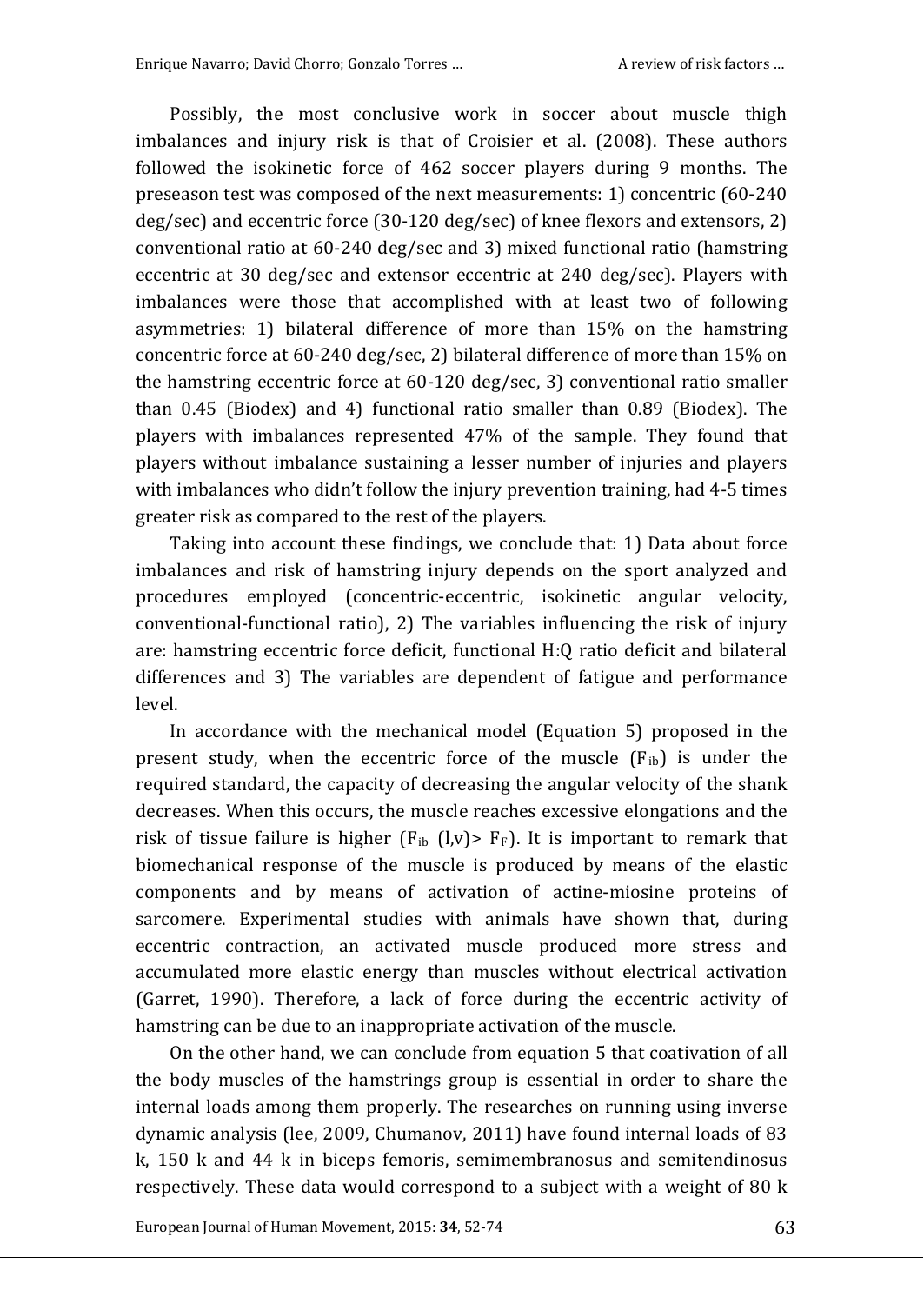Possibly, the most conclusive work in soccer about muscle thigh imbalances and injury risk is that of Croisier et al. (2008). These authors followed the isokinetic force of 462 soccer players during 9 months. The preseason test was composed of the next measurements: 1) concentric (60-240 deg/sec) and eccentric force (30-120 deg/sec) of knee flexors and extensors, 2) conventional ratio at 60-240 deg/sec and 3) mixed functional ratio (hamstring eccentric at 30 deg/sec and extensor eccentric at 240 deg/sec). Players with imbalances were those that accomplished with at least two of following asymmetries: 1) bilateral difference of more than 15% on the hamstring concentric force at 60-240 deg/sec, 2) bilateral difference of more than 15% on the hamstring eccentric force at 60-120 deg/sec, 3) conventional ratio smaller than 0.45 (Biodex) and 4) functional ratio smaller than 0.89 (Biodex). The players with imbalances represented 47% of the sample. They found that players without imbalance sustaining a lesser number of injuries and players with imbalances who didn't follow the injury prevention training, had 4-5 times greater risk as compared to the rest of the players.

Taking into account these findings, we conclude that: 1) Data about force imbalances and risk of hamstring injury depends on the sport analyzed and procedures employed (concentric-eccentric, isokinetic angular velocity, conventional-functional ratio), 2) The variables influencing the risk of injury are: hamstring eccentric force deficit, functional H:Q ratio deficit and bilateral differences and 3) The variables are dependent of fatigue and performance level.

In accordance with the mechanical model (Equation 5) proposed in the present study, when the eccentric force of the muscle ($F_{ib}$) is under the required standard, the capacity of decreasing the angular velocity of the shank decreases. When this occurs, the muscle reaches excessive elongations and the risk of tissue failure is higher ($F_{ib}$ (l,v)> $F_F$). It is important to remark that biomechanical response of the muscle is produced by means of the elastic components and by means of activation of actine-miosine proteins of sarcomere. Experimental studies with animals have shown that, during eccentric contraction, an activated muscle produced more stress and accumulated more elastic energy than muscles without electrical activation (Garret, 1990). Therefore, a lack of force during the eccentric activity of hamstring can be due to an inappropriate activation of the muscle.

On the other hand, we can conclude from equation 5 that coativation of all the body muscles of the hamstrings group is essential in order to share the internal loads among them properly. The researches on running using inverse dynamic analysis (lee, 2009, Chumanov, 2011) have found internal loads of 83 k, 150 k and 44 k in biceps femoris, semimembranosus and semitendinosus respectively. These data would correspond to a subject with a weight of 80 k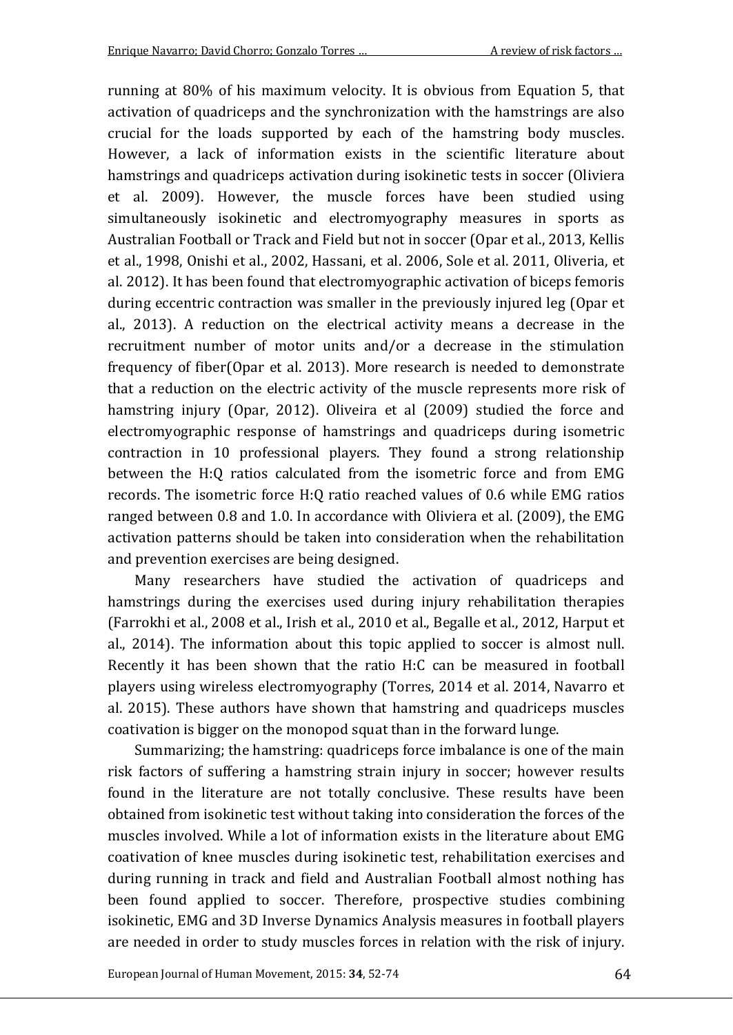running at 80% of his maximum velocity. It is obvious from Equation 5, that activation of quadriceps and the synchronization with the hamstrings are also crucial for the loads supported by each of the hamstring body muscles. However, a lack of information exists in the scientific literature about hamstrings and quadriceps activation during isokinetic tests in soccer (Oliviera et al. 2009). However, the muscle forces have been studied using simultaneously isokinetic and electromyography measures in sports as Australian Football or Track and Field but not in soccer (Opar et al., 2013, Kellis et al., 1998, Onishi et al., 2002, Hassani, et al. 2006, Sole et al. 2011, Oliveria, et al. 2012). It has been found that electromyographic activation of biceps femoris during eccentric contraction was smaller in the previously injured leg (Opar et al., 2013). A reduction on the electrical activity means a decrease in the recruitment number of motor units and/or a decrease in the stimulation frequency of fiber(Opar et al. 2013). More research is needed to demonstrate that a reduction on the electric activity of the muscle represents more risk of hamstring injury (Opar, 2012). Oliveira et al (2009) studied the force and electromyographic response of hamstrings and quadriceps during isometric contraction in 10 professional players. They found a strong relationship between the H:Q ratios calculated from the isometric force and from EMG records. The isometric force H:Q ratio reached values of 0.6 while EMG ratios ranged between 0.8 and 1.0. In accordance with Oliviera et al. (2009), the EMG activation patterns should be taken into consideration when the rehabilitation and prevention exercises are being designed.

Many researchers have studied the activation of quadriceps and hamstrings during the exercises used during injury rehabilitation therapies (Farrokhi et al., 2008 et al., Irish et al., 2010 et al., Begalle et al., 2012, Harput et al., 2014). The information about this topic applied to soccer is almost null. Recently it has been shown that the ratio H:C can be measured in football players using wireless electromyography (Torres, 2014 et al. 2014, Navarro et al. 2015). These authors have shown that hamstring and quadriceps muscles coativation is bigger on the monopod squat than in the forward lunge.

Summarizing; the hamstring: quadriceps force imbalance is one of the main risk factors of suffering a hamstring strain injury in soccer; however results found in the literature are not totally conclusive. These results have been obtained from isokinetic test without taking into consideration the forces of the muscles involved. While a lot of information exists in the literature about EMG coativation of knee muscles during isokinetic test, rehabilitation exercises and during running in track and field and Australian Football almost nothing has been found applied to soccer. Therefore, prospective studies combining isokinetic, EMG and 3D Inverse Dynamics Analysis measures in football players are needed in order to study muscles forces in relation with the risk of injury.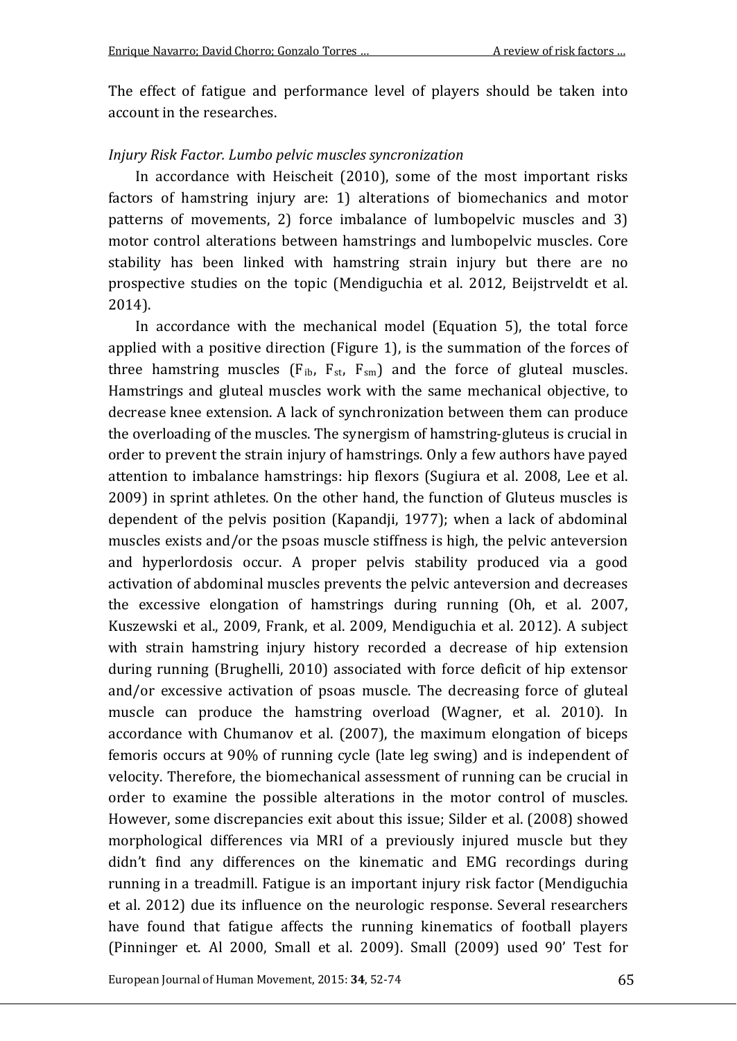The effect of fatigue and performance level of players should be taken into account in the researches.

*Injury Risk Factor. Lumbo pelvic muscles syncronization*

In accordance with Heischeit (2010), some of the most important risks factors of hamstring injury are: 1) alterations of biomechanics and motor patterns of movements, 2) force imbalance of lumbopelvic muscles and 3) motor control alterations between hamstrings and lumbopelvic muscles. Core stability has been linked with hamstring strain injury but there are no prospective studies on the topic (Mendiguchia et al. 2012, Beijstrveldt et al. 2014).

In accordance with the mechanical model (Equation 5), the total force applied with a positive direction (Figure 1), is the summation of the forces of three hamstring muscles ($F_{ib}$, $F_{st}$, $F_{sm}$) and the force of gluteal muscles. Hamstrings and gluteal muscles work with the same mechanical objective, to decrease knee extension. A lack of synchronization between them can produce the overloading of the muscles. The synergism of hamstring-gluteus is crucial in order to prevent the strain injury of hamstrings. Only a few authors have payed attention to imbalance hamstrings: hip flexors (Sugiura et al. 2008, Lee et al. 2009) in sprint athletes. On the other hand, the function of Gluteus muscles is dependent of the pelvis position (Kapandji, 1977); when a lack of abdominal muscles exists and/or the psoas muscle stiffness is high, the pelvic anteversion and hyperlordosis occur. A proper pelvis stability produced via a good activation of abdominal muscles prevents the pelvic anteversion and decreases the excessive elongation of hamstrings during running (Oh, et al. 2007, Kuszewski et al., 2009, Frank, et al. 2009, Mendiguchia et al. 2012). A subject with strain hamstring injury history recorded a decrease of hip extension during running (Brughelli, 2010) associated with force deficit of hip extensor and/or excessive activation of psoas muscle. The decreasing force of gluteal muscle can produce the hamstring overload (Wagner, et al. 2010). In accordance with Chumanov et al. (2007), the maximum elongation of biceps femoris occurs at 90% of running cycle (late leg swing) and is independent of velocity. Therefore, the biomechanical assessment of running can be crucial in order to examine the possible alterations in the motor control of muscles. However, some discrepancies exit about this issue; Silder et al. (2008) showed morphological differences via MRI of a previously injured muscle but they didn't find any differences on the kinematic and EMG recordings during running in a treadmill. Fatigue is an important injury risk factor (Mendiguchia et al. 2012) due its influence on the neurologic response. Several researchers have found that fatigue affects the running kinematics of football players (Pinninger et. Al 2000, Small et al. 2009). Small (2009) used 90' Test for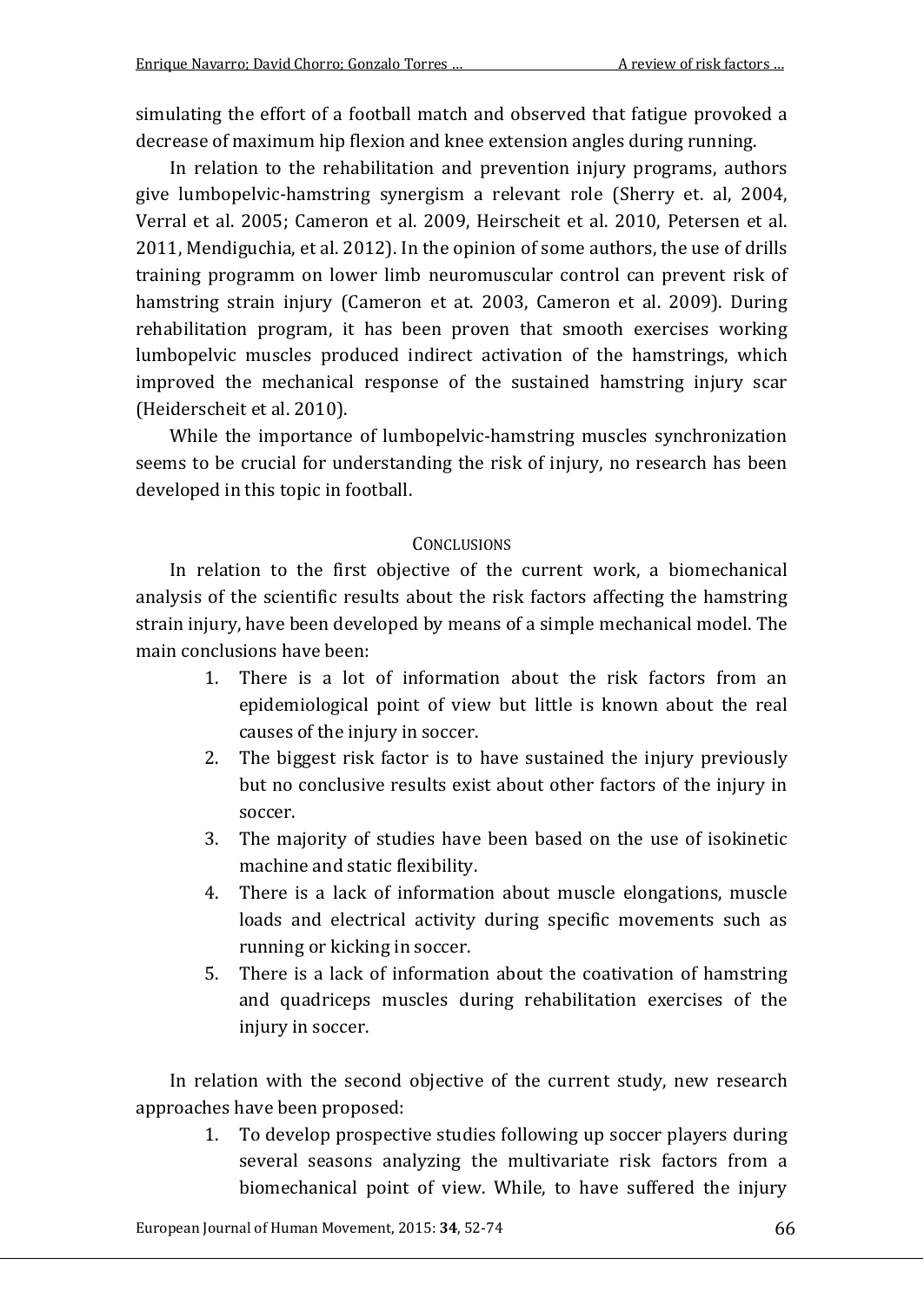simulating the effort of a football match and observed that fatigue provoked a decrease of maximum hip flexion and knee extension angles during running.

In relation to the rehabilitation and prevention injury programs, authors give lumbopelvic-hamstring synergism a relevant role (Sherry et. al, 2004, Verral et al. 2005; Cameron et al. 2009, Heirscheit et al. 2010, Petersen et al. 2011, Mendiguchia, et al. 2012). In the opinion of some authors, the use of drills training programm on lower limb neuromuscular control can prevent risk of hamstring strain injury (Cameron et at. 2003, Cameron et al. 2009). During rehabilitation program, it has been proven that smooth exercises working lumbopelvic muscles produced indirect activation of the hamstrings, which improved the mechanical response of the sustained hamstring injury scar (Heiderscheit et al. 2010).

While the importance of lumbopelvic-hamstring muscles synchronization seems to be crucial for understanding the risk of injury, no research has been developed in this topic in football.

## CONCLUSIONS

In relation to the first objective of the current work, a biomechanical analysis of the scientific results about the risk factors affecting the hamstring strain injury, have been developed by means of a simple mechanical model. The main conclusions have been:

1. There is a lot of information about the risk factors from an epidemiological point of view but little is known about the real causes of the injury in soccer.
2. The biggest risk factor is to have sustained the injury previously but no conclusive results exist about other factors of the injury in soccer.
3. The majority of studies have been based on the use of isokinetic machine and static flexibility.
4. There is a lack of information about muscle elongations, muscle loads and electrical activity during specific movements such as running or kicking in soccer.
5. There is a lack of information about the coativation of hamstring and quadriceps muscles during rehabilitation exercises of the injury in soccer.

In relation with the second objective of the current study, new research approaches have been proposed:

1. To develop prospective studies following up soccer players during several seasons analyzing the multivariate risk factors from a biomechanical point of view. While, to have suffered the injury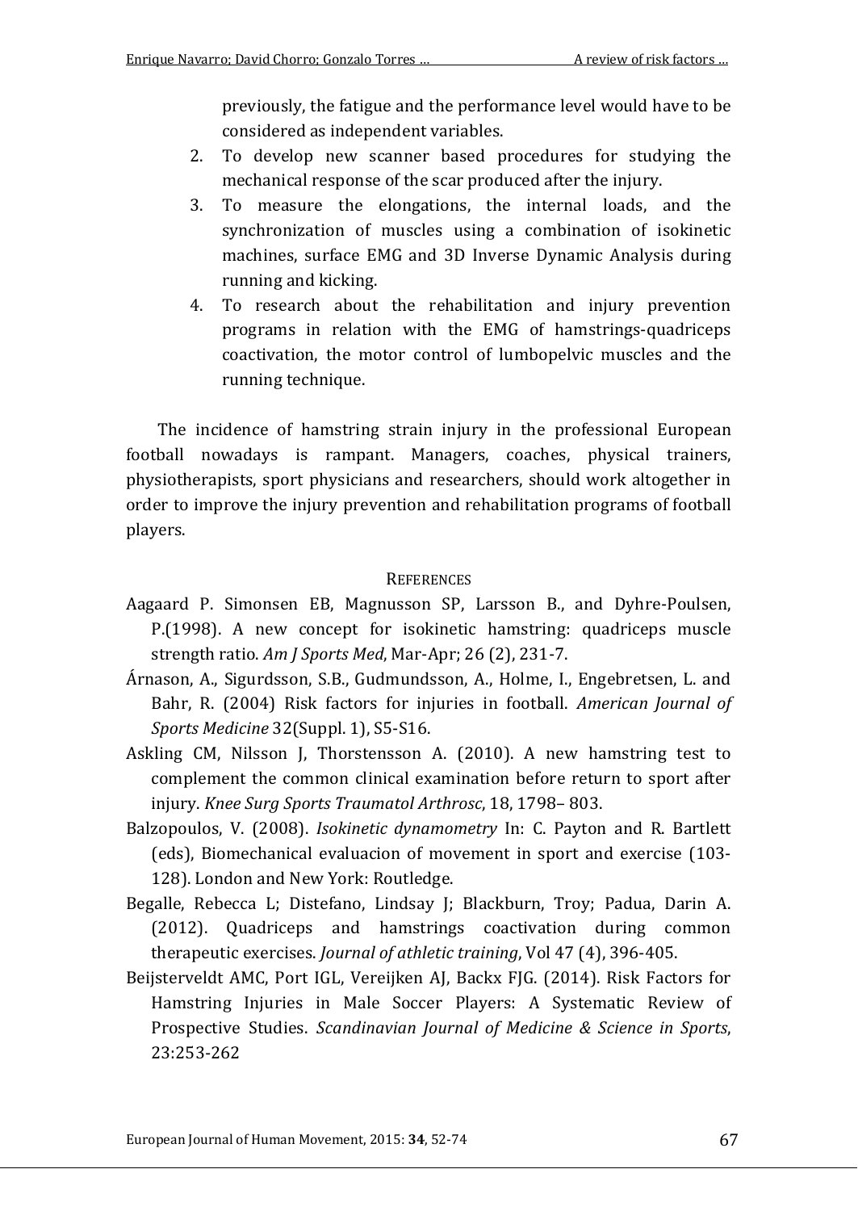previously, the fatigue and the performance level would have to be considered as independent variables.

2. To develop new scanner based procedures for studying the mechanical response of the scar produced after the injury.
3. To measure the elongations, the internal loads, and the synchronization of muscles using a combination of isokinetic machines, surface EMG and 3D Inverse Dynamic Analysis during running and kicking.
4. To research about the rehabilitation and injury prevention programs in relation with the EMG of hamstrings-quadriceps coactivation, the motor control of lumbopelvic muscles and the running technique.

The incidence of hamstring strain injury in the professional European football nowadays is rampant. Managers, coaches, physical trainers, physiotherapists, sport physicians and researchers, should work altogether in order to improve the injury prevention and rehabilitation programs of football players.

## REFERENCES

Aagaard P. Simonsen EB, Magnusson SP, Larsson B., and Dyhre-Poulsen, P.(1998). A new concept for isokinetic hamstring: quadriceps muscle strength ratio. *Am J Sports Med*, Mar-Apr; 26 (2), 231-7.

Árnason, A., Sigurdsson, S.B., Gudmundsson, A., Holme, I., Engebretsen, L. and Bahr, R. (2004) Risk factors for injuries in football. *American Journal of Sports Medicine* 32(Suppl. 1), S5-S16.

Askling CM, Nilsson J, Thorstensson A. (2010). A new hamstring test to complement the common clinical examination before return to sport after injury. *Knee Surg Sports Traumatol Arthrosc*, 18, 1798– 803.

Balzopoulos, V. (2008). *Isokinetic dynamometry* In: C. Payton and R. Bartlett (eds), Biomechanical evaluacion of movement in sport and exercise (103-128). London and New York: Routledge.

Begalle, Rebecca L; Distefano, Lindsay J; Blackburn, Troy; Padua, Darin A. (2012). Quadriceps and hamstrings coactivation during common therapeutic exercises. *Journal of athletic training*, Vol 47 (4), 396-405.

Beijsterveldt AMC, Port IGL, Vereijken AJ, Backx FJG. (2014). Risk Factors for Hamstring Injuries in Male Soccer Players: A Systematic Review of Prospective Studies. *Scandinavian Journal of Medicine & Science in Sports*, 23:253-262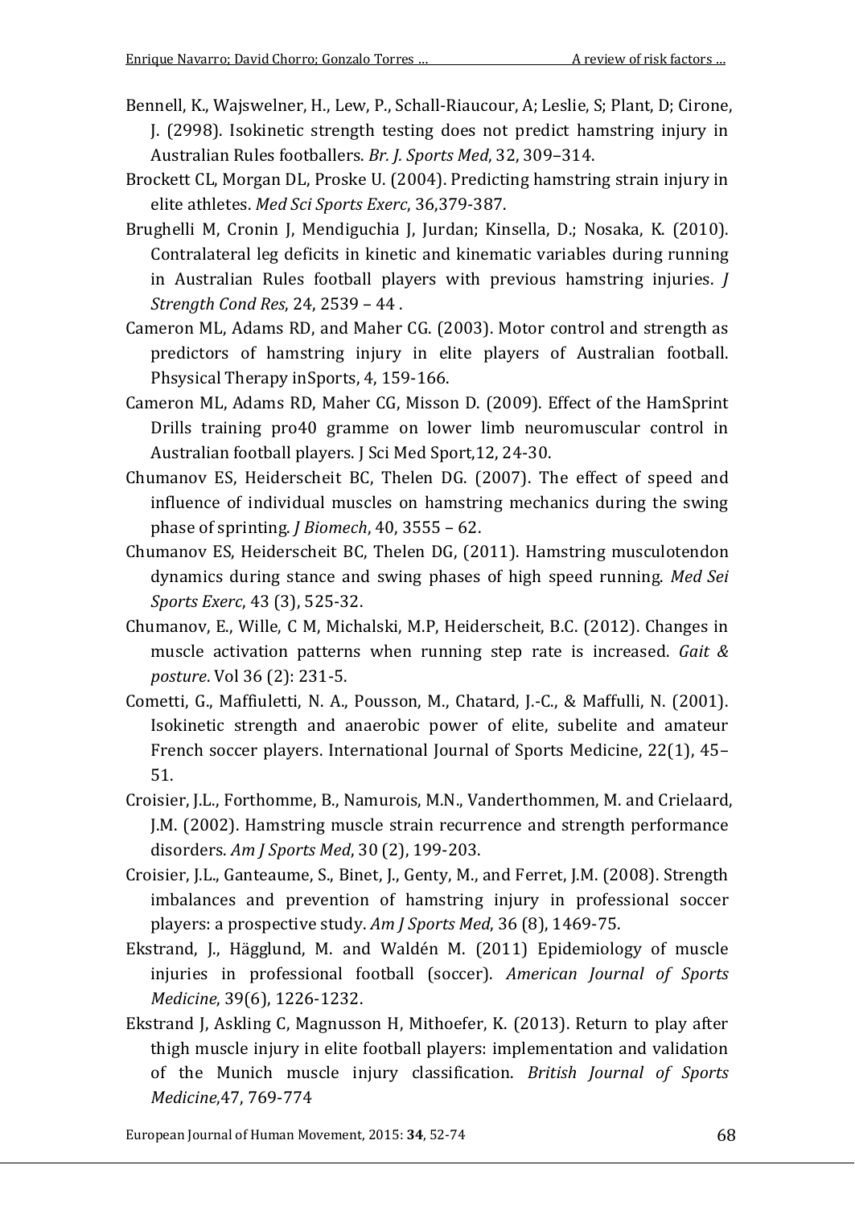Bennell, K., Wajswelner, H., Lew, P., Schall-Riaucour, A; Leslie, S; Plant, D; Cirone, J. (2998). Isokinetic strength testing does not predict hamstring injury in Australian Rules footballers. *Br. J. Sports Med*, 32, 309–314.

Brockett CL, Morgan DL, Proske U. (2004). Predicting hamstring strain injury in elite athletes. *Med Sci Sports Exerc*, 36,379-387.

Brughelli M, Cronin J, Mendiguchia J, Jurdan; Kinsella, D.; Nosaka, K. (2010). Contralateral leg deficits in kinetic and kinematic variables during running in Australian Rules football players with previous hamstring injuries. *J Strength Cond Res*, 24, 2539 – 44 .

Cameron ML, Adams RD, and Maher CG. (2003). Motor control and strength as predictors of hamstring injury in elite players of Australian football. Phsysical Therapy inSports, 4, 159-166.

Cameron ML, Adams RD, Maher CG, Misson D. (2009). Effect of the HamSprint Drills training pro40 gramme on lower limb neuromuscular control in Australian football players. J Sci Med Sport,12, 24-30.

Chumanov ES, Heiderscheit BC, Thelen DG. (2007). The effect of speed and influence of individual muscles on hamstring mechanics during the swing phase of sprinting. *J Biomech*, 40, 3555 – 62.

Chumanov ES, Heiderscheit BC, Thelen DG, (2011). Hamstring musculotendon dynamics during stance and swing phases of high speed running. *Med Sei Sports Exerc*, 43 (3), 525-32.

Chumanov, E., Wille, C M, Michalski, M.P, Heiderscheit, B.C. (2012). Changes in muscle activation patterns when running step rate is increased. *Gait & posture*. Vol 36 (2): 231-5.

Cometti, G., Maffiuletti, N. A., Pousson, M., Chatard, J.-C., & Maffulli, N. (2001). Isokinetic strength and anaerobic power of elite, subelite and amateur French soccer players. International Journal of Sports Medicine, 22(1), 45–51.

Croisier, J.L., Forthomme, B., Namurois, M.N., Vanderthommen, M. and Crielaard, J.M. (2002). Hamstring muscle strain recurrence and strength performance disorders. *Am J Sports Med*, 30 (2), 199-203.

Croisier, J.L., Ganteaume, S., Binet, J., Genty, M., and Ferret, J.M. (2008). Strength imbalances and prevention of hamstring injury in professional soccer players: a prospective study. *Am J Sports Med*, 36 (8), 1469-75.

Ekstrand, J., Hägglund, M. and Waldén M. (2011) Epidemiology of muscle injuries in professional football (soccer). *American Journal of Sports Medicine*, 39(6), 1226-1232.

Ekstrand J, Askling C, Magnusson H, Mithoefer, K. (2013). Return to play after thigh muscle injury in elite football players: implementation and validation of the Munich muscle injury classification. *British Journal of Sports Medicine*,47, 769-774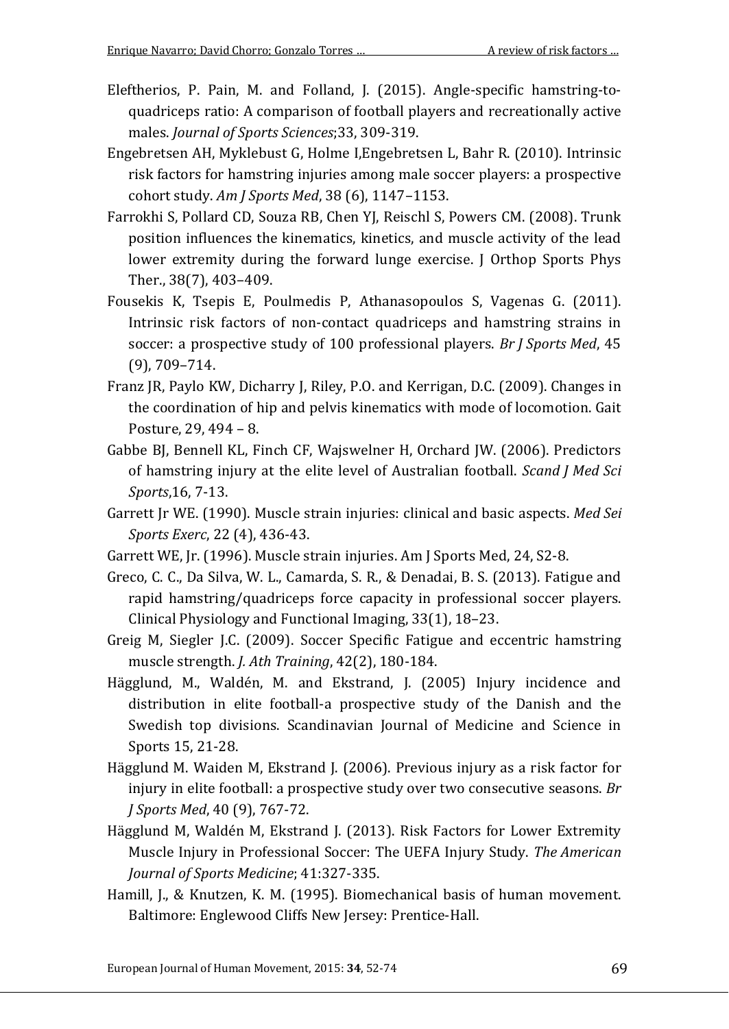Eleftherios, P. Pain, M. and Folland, J. (2015). Angle-specific hamstring-to-quadriceps ratio: A comparison of football players and recreationally active males. *Journal of Sports Sciences*;33, 309-319.

Engebretsen AH, Myklebust G, Holme I,Engebretsen L, Bahr R. (2010). Intrinsic risk factors for hamstring injuries among male soccer players: a prospective cohort study. *Am J Sports Med*, 38 (6), 1147–1153.

Farrokhi S, Pollard CD, Souza RB, Chen YJ, Reischl S, Powers CM. (2008). Trunk position influences the kinematics, kinetics, and muscle activity of the lead lower extremity during the forward lunge exercise. J Orthop Sports Phys Ther., 38(7), 403–409.

Fousekis K, Tsepis E, Poulmedis P, Athanasopoulos S, Vagenas G. (2011). Intrinsic risk factors of non-contact quadriceps and hamstring strains in soccer: a prospective study of 100 professional players. *Br J Sports Med*, 45 (9), 709–714.

Franz JR, Paylo KW, Dicharry J, Riley, P.O. and Kerrigan, D.C. (2009). Changes in the coordination of hip and pelvis kinematics with mode of locomotion. Gait Posture, 29, 494 – 8.

Gabbe BJ, Bennell KL, Finch CF, Wajswelner H, Orchard JW. (2006). Predictors of hamstring injury at the elite level of Australian football. *Scand J Med Sci Sports*,16, 7-13.

Garrett Jr WE. (1990). Muscle strain injuries: clinical and basic aspects. *Med Sei Sports Exerc*, 22 (4), 436-43.

Garrett WE, Jr. (1996). Muscle strain injuries. Am J Sports Med, 24, S2-8.

Greco, C. C., Da Silva, W. L., Camarda, S. R., & Denadai, B. S. (2013). Fatigue and rapid hamstring/quadriceps force capacity in professional soccer players. Clinical Physiology and Functional Imaging, 33(1), 18–23.

Greig M, Siegler J.C. (2009). Soccer Specific Fatigue and eccentric hamstring muscle strength. *J. Ath Training*, 42(2), 180-184.

Hägglund, M., Waldén, M. and Ekstrand, J. (2005) Injury incidence and distribution in elite football-a prospective study of the Danish and the Swedish top divisions. Scandinavian Journal of Medicine and Science in Sports 15, 21-28.

Hägglund M. Waiden M, Ekstrand J. (2006). Previous injury as a risk factor for injury in elite football: a prospective study over two consecutive seasons. *Br J Sports Med*, 40 (9), 767-72.

Hägglund M, Waldén M, Ekstrand J. (2013). Risk Factors for Lower Extremity Muscle Injury in Professional Soccer: The UEFA Injury Study. *The American Journal of Sports Medicine*; 41:327-335.

Hamill, J., & Knutzen, K. M. (1995). Biomechanical basis of human movement. Baltimore: Englewood Cliffs New Jersey: Prentice-Hall.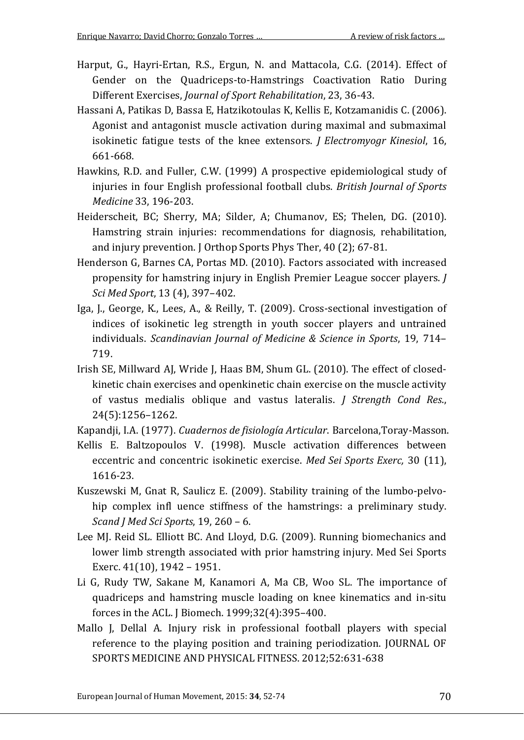Harput, G., Hayri-Ertan, R.S., Ergun, N. and Mattacola, C.G. (2014). Effect of Gender on the Quadriceps-to-Hamstrings Coactivation Ratio During Different Exercises, *Journal of Sport Rehabilitation*, 23, 36-43.

Hassani A, Patikas D, Bassa E, Hatzikotoulas K, Kellis E, Kotzamanidis C. (2006). Agonist and antagonist muscle activation during maximal and submaximal isokinetic fatigue tests of the knee extensors. *J Electromyogr Kinesiol*, 16, 661-668.

Hawkins, R.D. and Fuller, C.W. (1999) A prospective epidemiological study of injuries in four English professional football clubs. *British Journal of Sports Medicine* 33, 196-203.

Heiderscheit, BC; Sherry, MA; Silder, A; Chumanov, ES; Thelen, DG. (2010). Hamstring strain injuries: recommendations for diagnosis, rehabilitation, and injury prevention. J Orthop Sports Phys Ther, 40 (2); 67-81.

Henderson G, Barnes CA, Portas MD. (2010). Factors associated with increased propensity for hamstring injury in English Premier League soccer players. *J Sci Med Sport*, 13 (4), 397–402.

Iga, J., George, K., Lees, A., & Reilly, T. (2009). Cross-sectional investigation of indices of isokinetic leg strength in youth soccer players and untrained individuals. *Scandinavian Journal of Medicine & Science in Sports*, 19, 714–719.

Irish SE, Millward AJ, Wride J, Haas BM, Shum GL. (2010). The effect of closed-kinetic chain exercises and openkinetic chain exercise on the muscle activity of vastus medialis oblique and vastus lateralis. *J Strength Cond Res.*, 24(5):1256–1262.

Kapandji, I.A. (1977). *Cuadernos de fisiología Articular*. Barcelona,Toray-Masson.

Kellis E. Baltzopoulos V. (1998). Muscle activation differences between eccentric and concentric isokinetic exercise. *Med Sei Sports Exerc,* 30 (11), 1616-23.

Kuszewski M, Gnat R, Saulicz E. (2009). Stability training of the lumbo-pelvo-hip complex infl uence stiffness of the hamstrings: a preliminary study. *Scand J Med Sci Sports*, 19, 260 – 6.

Lee MJ. Reid SL. Elliott BC. And Lloyd, D.G. (2009). Running biomechanics and lower limb strength associated with prior hamstring injury. Med Sei Sports Exerc. 41(10), 1942 – 1951.

Li G, Rudy TW, Sakane M, Kanamori A, Ma CB, Woo SL. The importance of quadriceps and hamstring muscle loading on knee kinematics and in-situ forces in the ACL. J Biomech. 1999;32(4):395–400.

Mallo J, Dellal A. Injury risk in professional football players with special reference to the playing position and training periodization. JOURNAL OF SPORTS MEDICINE AND PHYSICAL FITNESS. 2012;52:631-638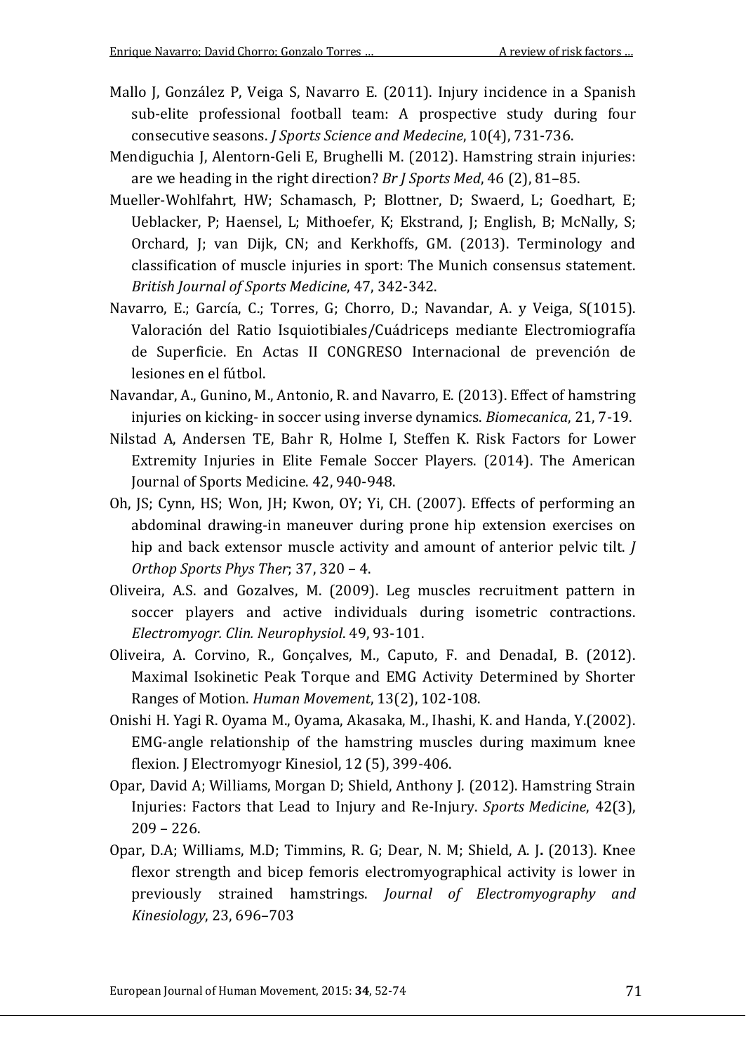Mallo J, González P, Veiga S, Navarro E. (2011). Injury incidence in a Spanish sub-elite professional football team: A prospective study during four consecutive seasons. *J Sports Science and Medecine*, 10(4), 731-736.

Mendiguchia J, Alentorn-Geli E, Brughelli M. (2012). Hamstring strain injuries: are we heading in the right direction? *Br J Sports Med*, 46 (2), 81–85.

Mueller-Wohlfahrt, HW; Schamasch, P; Blottner, D; Swaerd, L; Goedhart, E; Ueblacker, P; Haensel, L; Mithoefer, K; Ekstrand, J; English, B; McNally, S; Orchard, J; van Dijk, CN; and Kerkhoffs, GM. (2013). Terminology and classification of muscle injuries in sport: The Munich consensus statement. *British Journal of Sports Medicine*, 47, 342-342.

Navarro, E.; García, C.; Torres, G; Chorro, D.; Navandar, A. y Veiga, S(1015). Valoración del Ratio Isquiotibiales/Cuádriceps mediante Electromiografía de Superficie. En Actas II CONGRESO Internacional de prevención de lesiones en el fútbol.

Navandar, A., Gunino, M., Antonio, R. and Navarro, E. (2013). Effect of hamstring injuries on kicking- in soccer using inverse dynamics. *Biomecanica*, 21, 7-19.

Nilstad A, Andersen TE, Bahr R, Holme I, Steffen K. Risk Factors for Lower Extremity Injuries in Elite Female Soccer Players. (2014). The American Journal of Sports Medicine. 42, 940-948.

Oh, JS; Cynn, HS; Won, JH; Kwon, OY; Yi, CH. (2007). Effects of performing an abdominal drawing-in maneuver during prone hip extension exercises on hip and back extensor muscle activity and amount of anterior pelvic tilt. *J Orthop Sports Phys Ther*; 37, 320 – 4.

Oliveira, A.S. and Gozalves, M. (2009). Leg muscles recruitment pattern in soccer players and active individuals during isometric contractions. *Electromyogr. Clin. Neurophysiol*. 49, 93-101.

Oliveira, A. Corvino, R., Gonçalves, M., Caputo, F. and DenadaI, B. (2012). Maximal Isokinetic Peak Torque and EMG Activity Determined by Shorter Ranges of Motion. *Human Movement*, 13(2), 102-108.

Onishi H. Yagi R. Oyama M., Oyama, Akasaka, M., Ihashi, K. and Handa, Y.(2002). EMG-angle relationship of the hamstring muscles during maximum knee flexion. J Electromyogr Kinesiol, 12 (5), 399-406.

Opar, David A; Williams, Morgan D; Shield, Anthony J. (2012). Hamstring Strain Injuries: Factors that Lead to Injury and Re-Injury. *Sports Medicine*, 42(3), 209 – 226.

Opar, D.A; Williams, M.D; Timmins, R. G; Dear, N. M; Shield, A. J**.** (2013). Knee flexor strength and bicep femoris electromyographical activity is lower in previously strained hamstrings. *Journal of Electromyography and Kinesiology*, 23, 696–703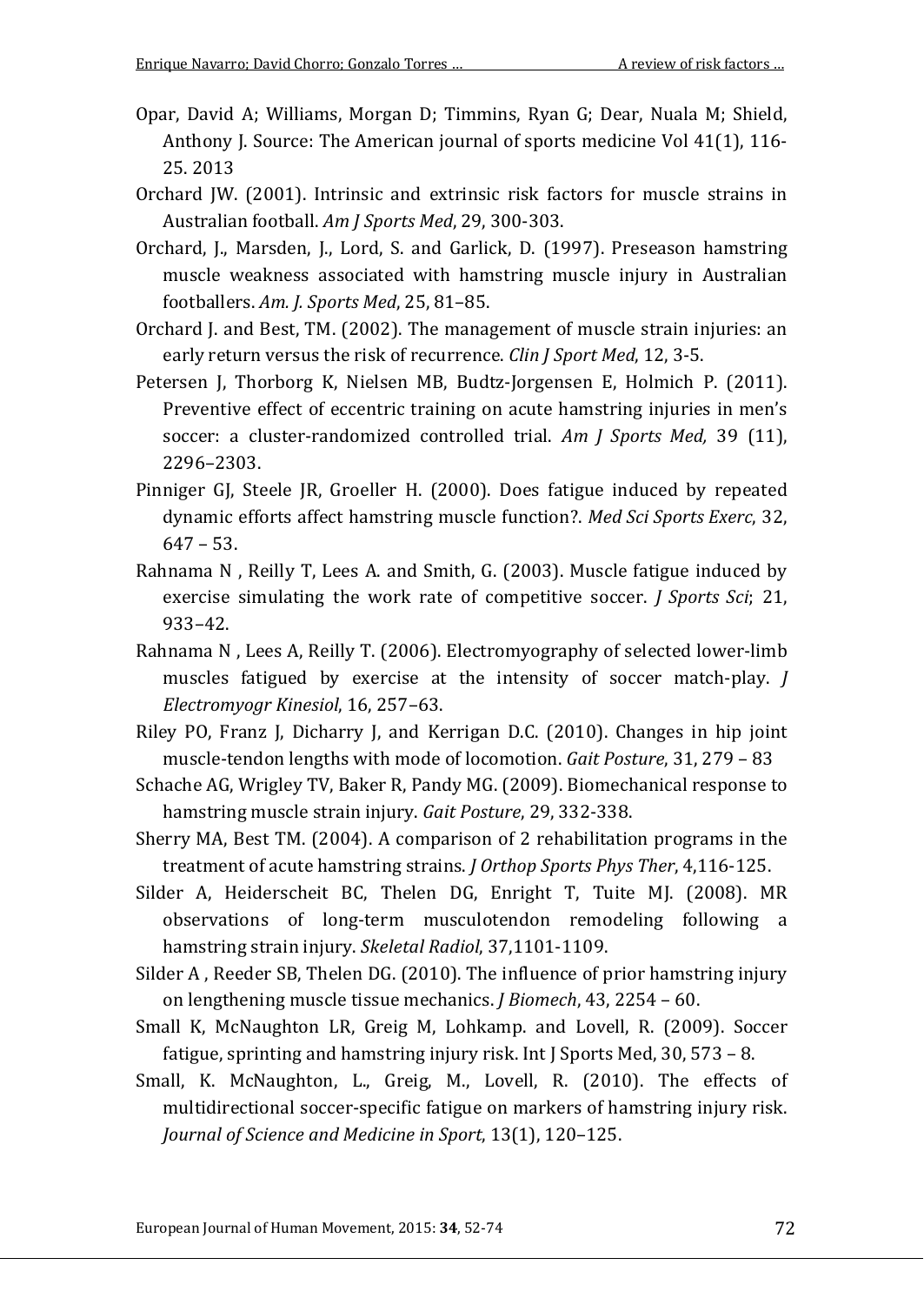Opar, David A; Williams, Morgan D; Timmins, Ryan G; Dear, Nuala M; Shield, Anthony J. Source: The American journal of sports medicine Vol 41(1), 116-25. 2013

Orchard JW. (2001). Intrinsic and extrinsic risk factors for muscle strains in Australian football. *Am J Sports Med*, 29, 300-303.

Orchard, J., Marsden, J., Lord, S. and Garlick, D. (1997). Preseason hamstring muscle weakness associated with hamstring muscle injury in Australian footballers. *Am. J. Sports Med*, 25, 81–85.

Orchard J. and Best, TM. (2002). The management of muscle strain injuries: an early return versus the risk of recurrence. *Clin J Sport Med*, 12, 3-5.

Petersen J, Thorborg K, Nielsen MB, Budtz-Jorgensen E, Holmich P. (2011). Preventive effect of eccentric training on acute hamstring injuries in men's soccer: a cluster-randomized controlled trial. *Am J Sports Med,* 39 (11), 2296–2303.

Pinniger GJ, Steele JR, Groeller H. (2000). Does fatigue induced by repeated dynamic efforts affect hamstring muscle function?. *Med Sci Sports Exerc*, 32, 647 – 53.

Rahnama N , Reilly T, Lees A. and Smith, G. (2003). Muscle fatigue induced by exercise simulating the work rate of competitive soccer. *J Sports Sci*; 21, 933–42.

Rahnama N , Lees A, Reilly T. (2006). Electromyography of selected lower-limb muscles fatigued by exercise at the intensity of soccer match-play. *J Electromyogr Kinesiol*, 16, 257–63.

Riley PO, Franz J, Dicharry J, and Kerrigan D.C. (2010). Changes in hip joint muscle-tendon lengths with mode of locomotion. *Gait Posture*, 31, 279 – 83

Schache AG, Wrigley TV, Baker R, Pandy MG. (2009). Biomechanical response to hamstring muscle strain injury. *Gait Posture*, 29, 332-338.

Sherry MA, Best TM. (2004). A comparison of 2 rehabilitation programs in the treatment of acute hamstring strains. *J Orthop Sports Phys Ther*, 4,116-125.

Silder A, Heiderscheit BC, Thelen DG, Enright T, Tuite MJ. (2008). MR observations of long-term musculotendon remodeling following a hamstring strain injury. *Skeletal Radiol*, 37,1101-1109.

Silder A , Reeder SB, Thelen DG. (2010). The influence of prior hamstring injury on lengthening muscle tissue mechanics. *J Biomech*, 43, 2254 – 60.

Small K, McNaughton LR, Greig M, Lohkamp. and Lovell, R. (2009). Soccer fatigue, sprinting and hamstring injury risk. Int J Sports Med, 30, 573 – 8.

Small, K. McNaughton, L., Greig, M., Lovell, R. (2010). The effects of multidirectional soccer-specific fatigue on markers of hamstring injury risk. *Journal of Science and Medicine in Sport*, 13(1), 120–125.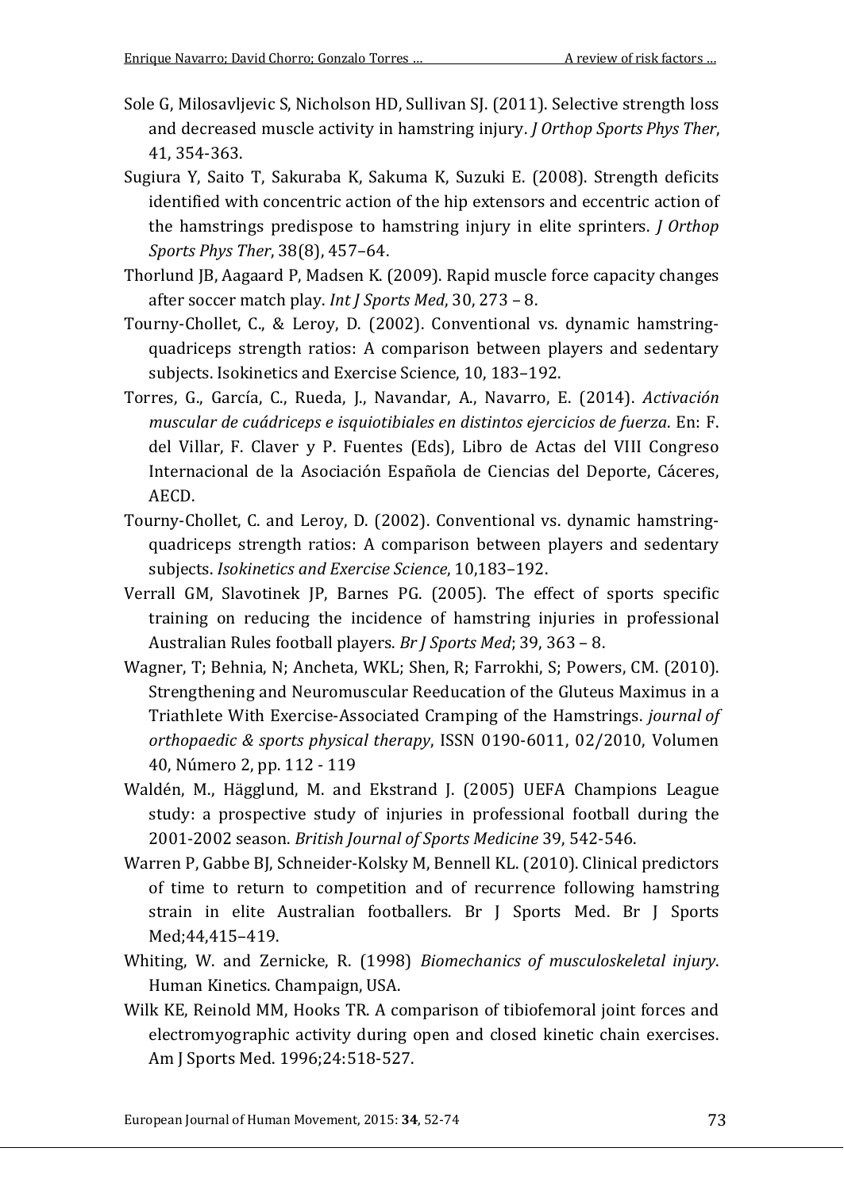Sole G, Milosavljevic S, Nicholson HD, Sullivan SJ. (2011). Selective strength loss and decreased muscle activity in hamstring injury. *J Orthop Sports Phys Ther*, 41, 354-363.

Sugiura Y, Saito T, Sakuraba K, Sakuma K, Suzuki E. (2008). Strength deficits identified with concentric action of the hip extensors and eccentric action of the hamstrings predispose to hamstring injury in elite sprinters. *J Orthop Sports Phys Ther*, 38(8), 457–64.

Thorlund JB, Aagaard P, Madsen K. (2009). Rapid muscle force capacity changes after soccer match play. *Int J Sports Med*, 30, 273 – 8.

Tourny-Chollet, C., & Leroy, D. (2002). Conventional vs. dynamic hamstring-quadriceps strength ratios: A comparison between players and sedentary subjects. Isokinetics and Exercise Science, 10, 183–192.

Torres, G., García, C., Rueda, J., Navandar, A., Navarro, E. (2014). *Activación muscular de cuádriceps e isquiotibiales en distintos ejercicios de fuerza*. En: F. del Villar, F. Claver y P. Fuentes (Eds), Libro de Actas del VIII Congreso Internacional de la Asociación Española de Ciencias del Deporte, Cáceres, AECD.

Tourny-Chollet, C. and Leroy, D. (2002). Conventional vs. dynamic hamstring-quadriceps strength ratios: A comparison between players and sedentary subjects. *Isokinetics and Exercise Science*, 10,183–192.

Verrall GM, Slavotinek JP, Barnes PG. (2005). The effect of sports specific training on reducing the incidence of hamstring injuries in professional Australian Rules football players. *Br J Sports Med*; 39, 363 – 8.

Wagner, T; Behnia, N; Ancheta, WKL; Shen, R; Farrokhi, S; Powers, CM. (2010). Strengthening and Neuromuscular Reeducation of the Gluteus Maximus in a Triathlete With Exercise-Associated Cramping of the Hamstrings. *journal of orthopaedic & sports physical therapy*, ISSN 0190-6011, 02/2010, Volumen 40, Número 2, pp. 112 - 119

Waldén, M., Hägglund, M. and Ekstrand J. (2005) UEFA Champions League study: a prospective study of injuries in professional football during the 2001-2002 season. *British Journal of Sports Medicine* 39, 542-546.

Warren P, Gabbe BJ, Schneider-Kolsky M, Bennell KL. (2010). Clinical predictors of time to return to competition and of recurrence following hamstring strain in elite Australian footballers. Br J Sports Med. Br J Sports Med;44,415–419.

Whiting, W. and Zernicke, R. (1998) *Biomechanics of musculoskeletal injury*. Human Kinetics. Champaign, USA.

Wilk KE, Reinold MM, Hooks TR. A comparison of tibiofemoral joint forces and electromyographic activity during open and closed kinetic chain exercises. Am J Sports Med. 1996;24:518-527.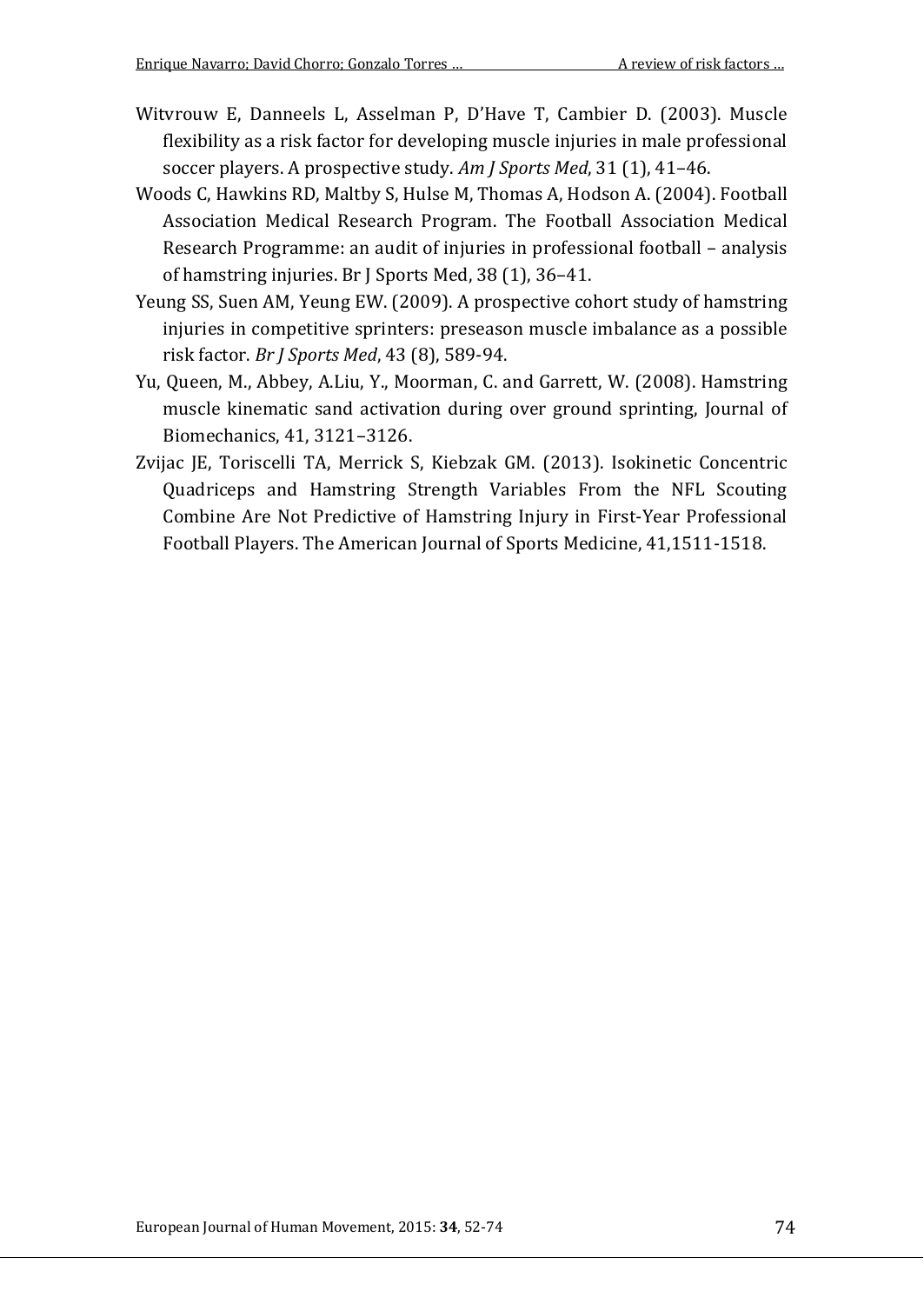Witvrouw E, Danneels L, Asselman P, D'Have T, Cambier D. (2003). Muscle flexibility as a risk factor for developing muscle injuries in male professional soccer players. A prospective study. *Am J Sports Med*, 31 (1), 41–46.

Woods C, Hawkins RD, Maltby S, Hulse M, Thomas A, Hodson A. (2004). Football Association Medical Research Program. The Football Association Medical Research Programme: an audit of injuries in professional football – analysis of hamstring injuries. Br J Sports Med, 38 (1), 36–41.

Yeung SS, Suen AM, Yeung EW. (2009). A prospective cohort study of hamstring injuries in competitive sprinters: preseason muscle imbalance as a possible risk factor. *Br J Sports Med*, 43 (8), 589-94.

Yu, Queen, M., Abbey, A.Liu, Y., Moorman, C. and Garrett, W. (2008). Hamstring muscle kinematic sand activation during over ground sprinting, Journal of Biomechanics, 41, 3121–3126.

Zvijac JE, Toriscelli TA, Merrick S, Kiebzak GM. (2013). Isokinetic Concentric Quadriceps and Hamstring Strength Variables From the NFL Scouting Combine Are Not Predictive of Hamstring Injury in First-Year Professional Football Players. The American Journal of Sports Medicine, 41,1511-1518.